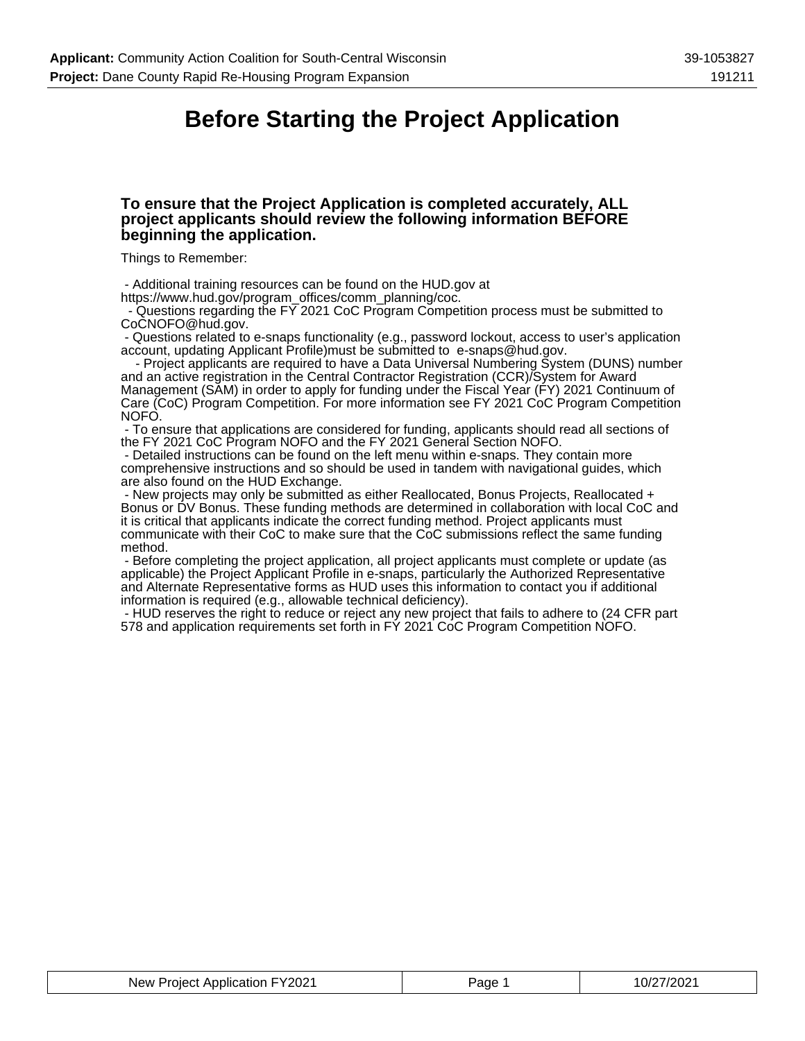# Before Starting the Project Application

### To ensure that the Project Application is completed accurately, ALL project applicants should review the following information BEFORE beginning the application.

Things to Remember:

- Additional training resources can be found on the HUD.gov at https://www.hud.gov/program_offices/comm_planning/coc.
- Questions regarding the FY 2021 CoC Program Competition process must be submitted to CoCNOFO@hud.gov.
- Questions related to e-snaps functionality (e.g., password lockout, access to user's application account, updating Applicant Profile)must be submitted to e-snaps@hud.gov.
- Project applicants are required to have a Data Universal Numbering System (DUNS) number and an active registration in the Central Contractor Registration (CCR)/System for Award Management (SAM) in order to apply for funding under the Fiscal Year (FY) 2021 Continuum of Care (CoC) Program Competition. For more information see FY 2021 CoC Program Competition NOFO.
- To ensure that applications are considered for funding, applicants should read all sections of the FY 2021 CoC Program NOFO and the FY 2021 General Section NOFO.
- Detailed instructions can be found on the left menu within e-snaps. They contain more comprehensive instructions and so should be used in tandem with navigational guides, which are also found on the HUD Exchange.
- New projects may only be submitted as either Reallocated, Bonus Projects, Reallocated + Bonus or DV Bonus. These funding methods are determined in collaboration with local CoC and it is critical that applicants indicate the correct funding method. Project applicants must communicate with their CoC to make sure that the CoC submissions reflect the same funding method.
- Before completing the project application, all project applicants must complete or update (as applicable) the Project Applicant Profile in e-snaps, particularly the Authorized Representative and Alternate Representative forms as HUD uses this information to contact you if additional information is required (e.g., allowable technical deficiency).
- HUD reserves the right to reduce or reject any new project that fails to adhere to (24 CFR part 578 and application requirements set forth in FY 2021 CoC Program Competition NOFO.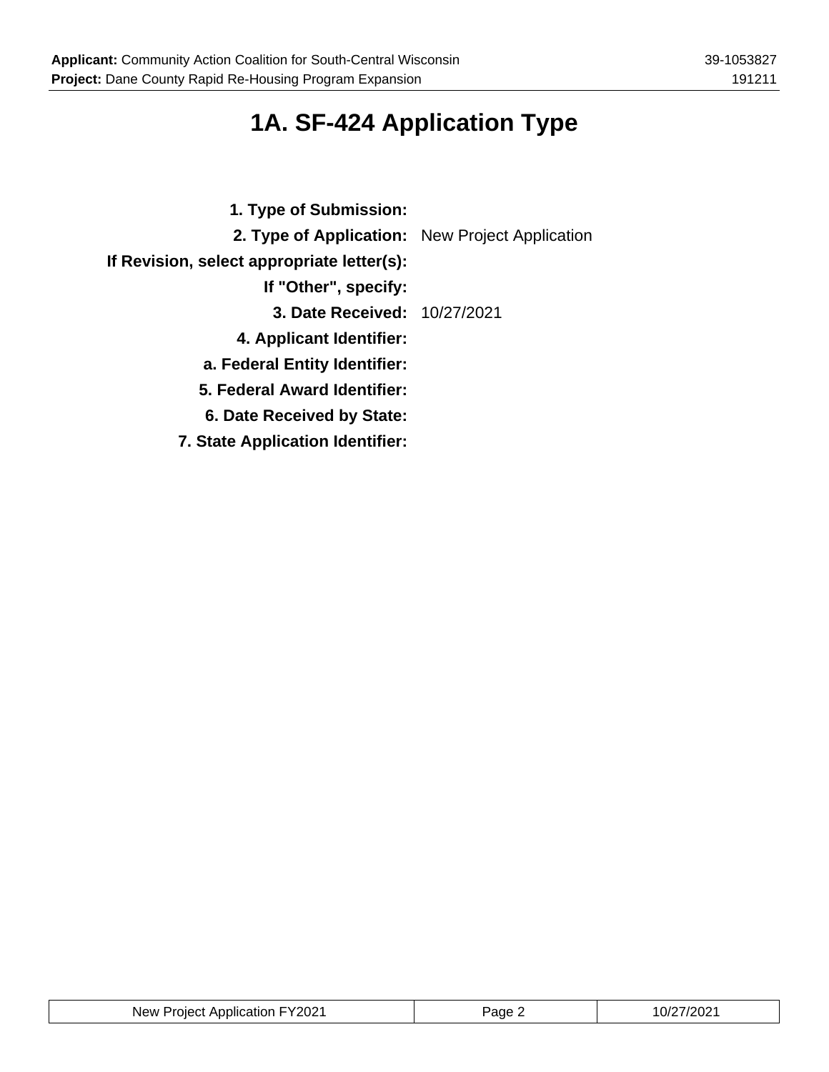# 1A. SF-424 Application Type

| | |
|---|---|
| **1. Type of Submission:** | |
| **2. Type of Application:** | New Project Application |
| **If Revision, select appropriate letter(s):** | |
| **If "Other", specify:** | |
| **3. Date Received:** | 10/27/2021 |
| **4. Applicant Identifier:** | |
| **a. Federal Entity Identifier:** | |
| **5. Federal Award Identifier:** | |
| **6. Date Received by State:** | |
| **7. State Application Identifier:** | |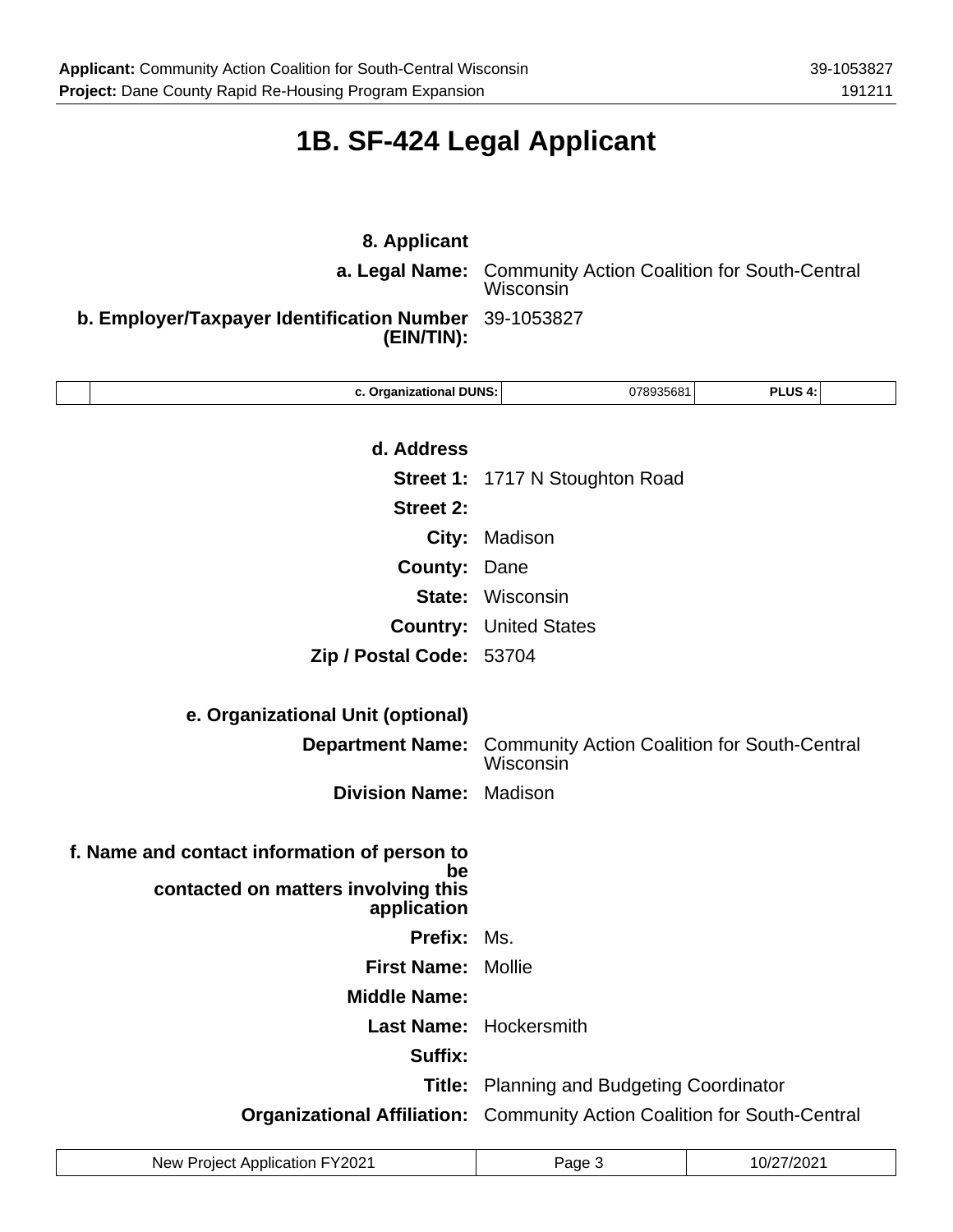# 1B. SF-424 Legal Applicant

**8. Applicant**

**a. Legal Name:** Community Action Coalition for South-Central Wisconsin

**b. Employer/Taxpayer Identification Number (EIN/TIN):** 39-1053827

| | c. Organizational DUNS: | 078935681 | PLUS 4: | |
|---|---|---|---|---|

**d. Address**

**Street 1:** 1717 N Stoughton Road

**Street 2:**

**City:** Madison

**County:** Dane

**State:** Wisconsin

**Country:** United States

**Zip / Postal Code:** 53704

**e. Organizational Unit (optional)**

**Department Name:** Community Action Coalition for South-Central Wisconsin

**Division Name:** Madison

**f. Name and contact information of person to be contacted on matters involving this application**

**Prefix:** Ms.

**First Name:** Mollie

**Middle Name:**

**Last Name:** Hockersmith

**Suffix:**

**Title:** Planning and Budgeting Coordinator

**Organizational Affiliation:** Community Action Coalition for South-Central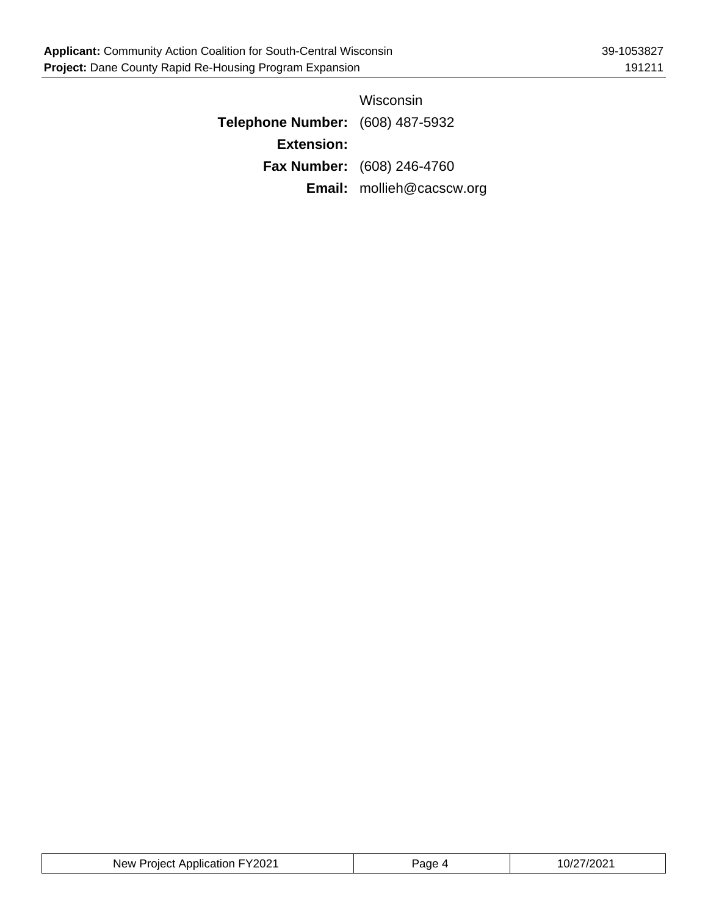| | |
|---|---|
| | Wisconsin |
| **Telephone Number:** | (608) 487-5932 |
| **Extension:** | |
| **Fax Number:** | (608) 246-4760 |
| **Email:** | mollieh@cacscw.org |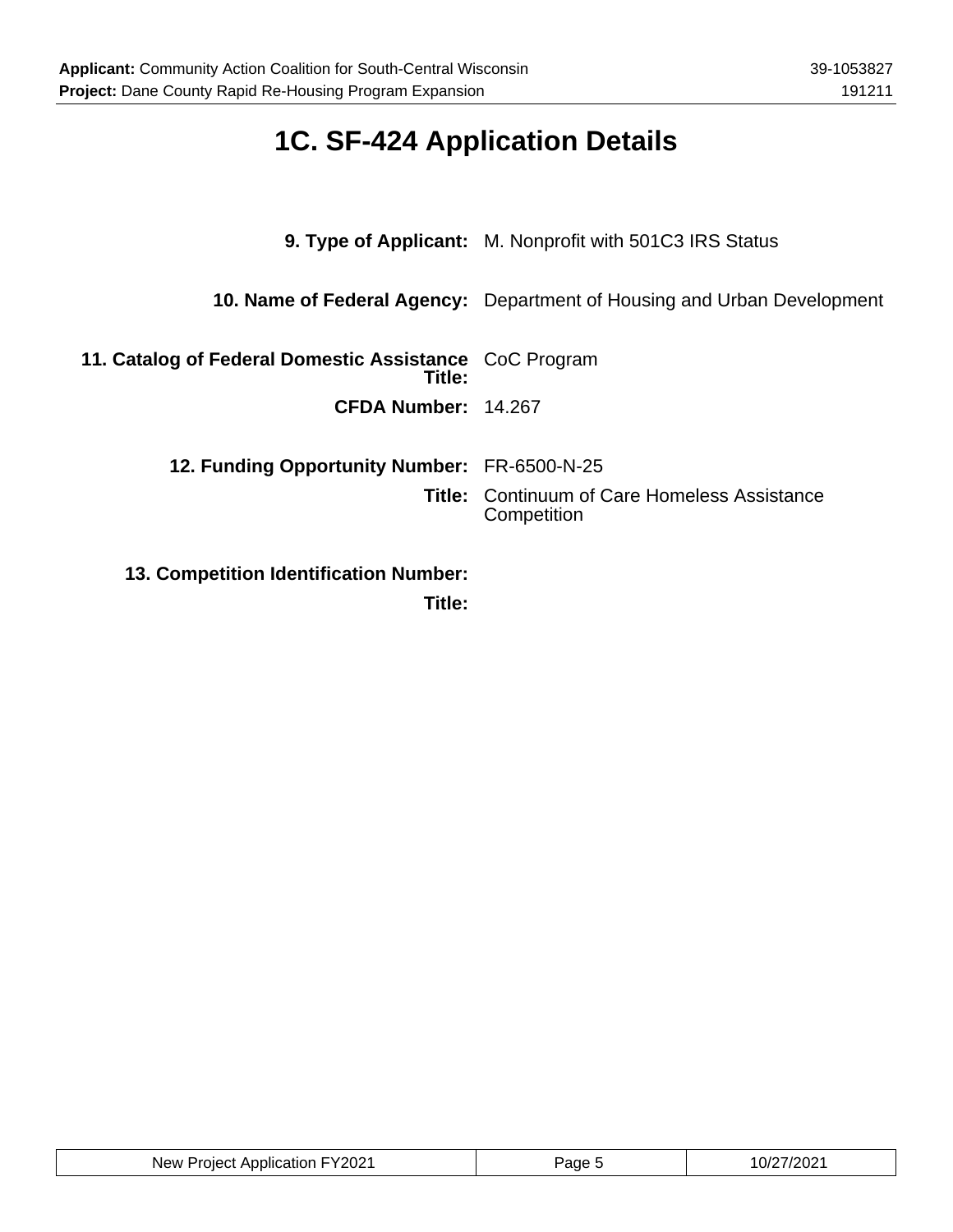# 1C. SF-424 Application Details

**9. Type of Applicant:** M. Nonprofit with 501C3 IRS Status

**10. Name of Federal Agency:** Department of Housing and Urban Development

**11. Catalog of Federal Domestic Assistance Title:** CoC Program

**CFDA Number:** 14.267

**12. Funding Opportunity Number:** FR-6500-N-25

**Title:** Continuum of Care Homeless Assistance Competition

**13. Competition Identification Number:**

**Title:**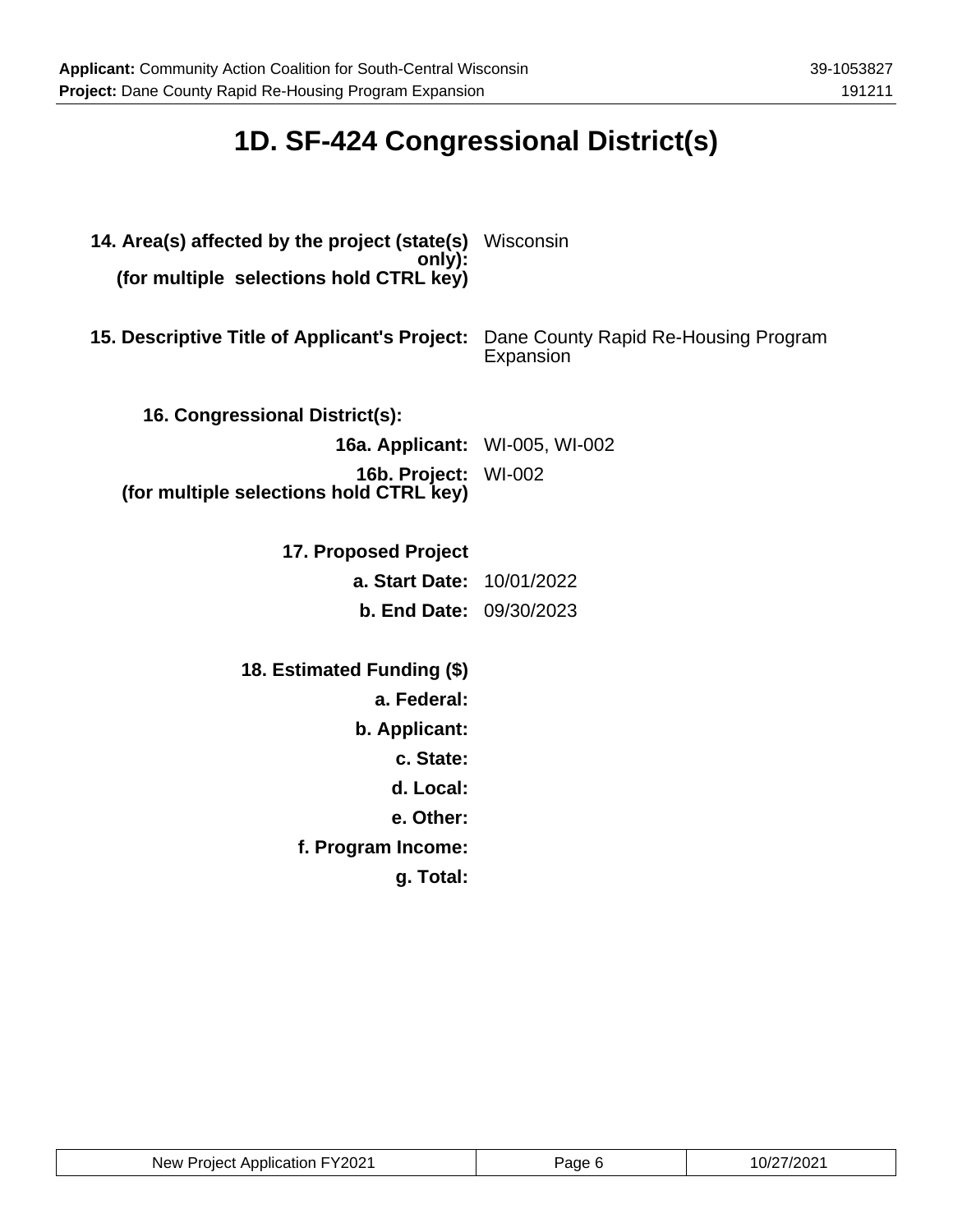# 1D. SF-424 Congressional District(s)

**14. Area(s) affected by the project (state(s) only): (for multiple selections hold CTRL key)** Wisconsin

**15. Descriptive Title of Applicant's Project:** Dane County Rapid Re-Housing Program Expansion

**16. Congressional District(s):**

**16a. Applicant:** WI-005, WI-002

**16b. Project: (for multiple selections hold CTRL key)** WI-002

**17. Proposed Project**

**a. Start Date:** 10/01/2022

**b. End Date:** 09/30/2023

**18. Estimated Funding ($)**

**a. Federal:**

**b. Applicant:**

**c. State:**

**d. Local:**

**e. Other:**

**f. Program Income:**

**g. Total:**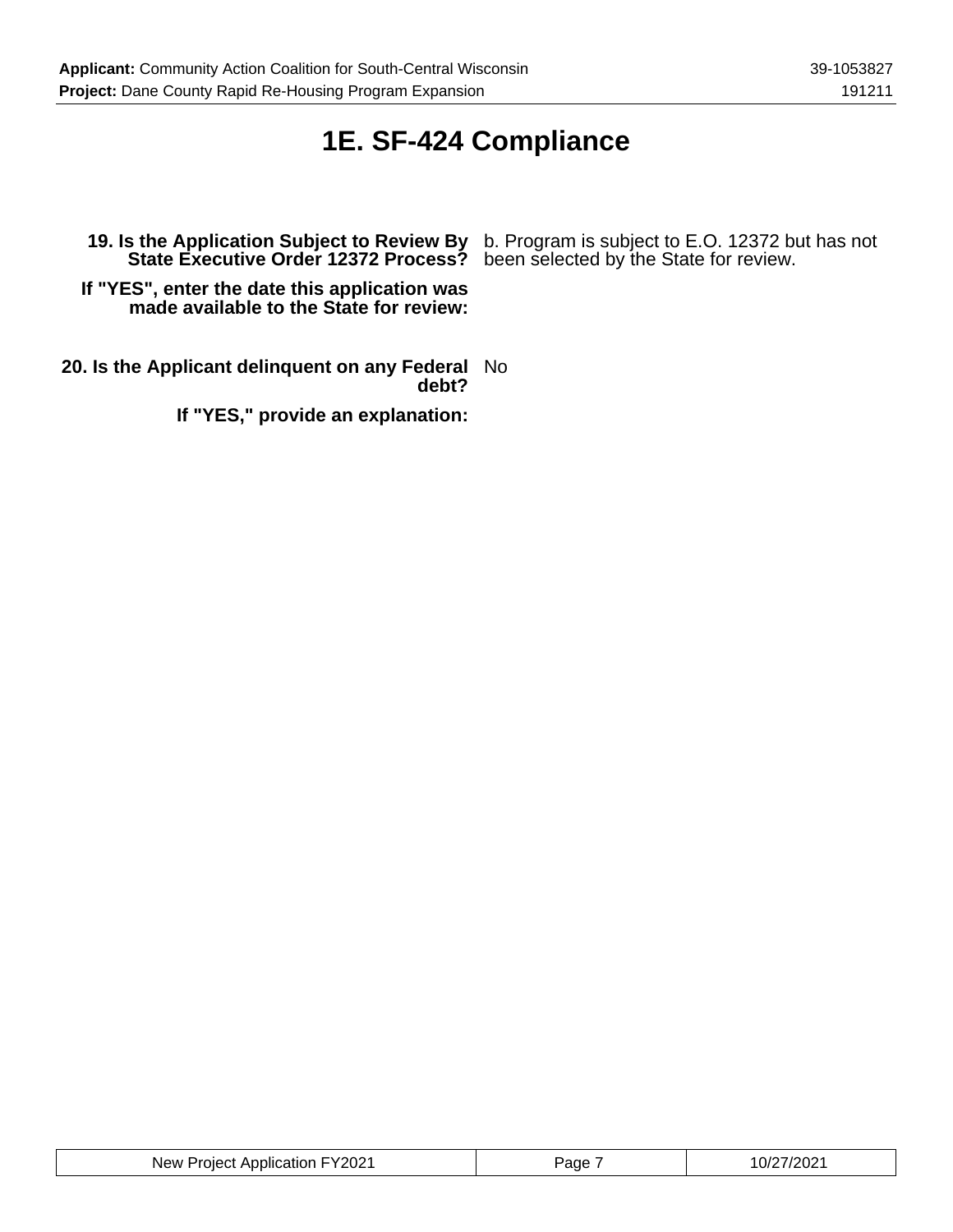# 1E. SF-424 Compliance

**19. Is the Application Subject to Review By State Executive Order 12372 Process?** b. Program is subject to E.O. 12372 but has not been selected by the State for review.

**If "YES", enter the date this application was made available to the State for review:**

**20. Is the Applicant delinquent on any Federal debt?** No

**If "YES," provide an explanation:**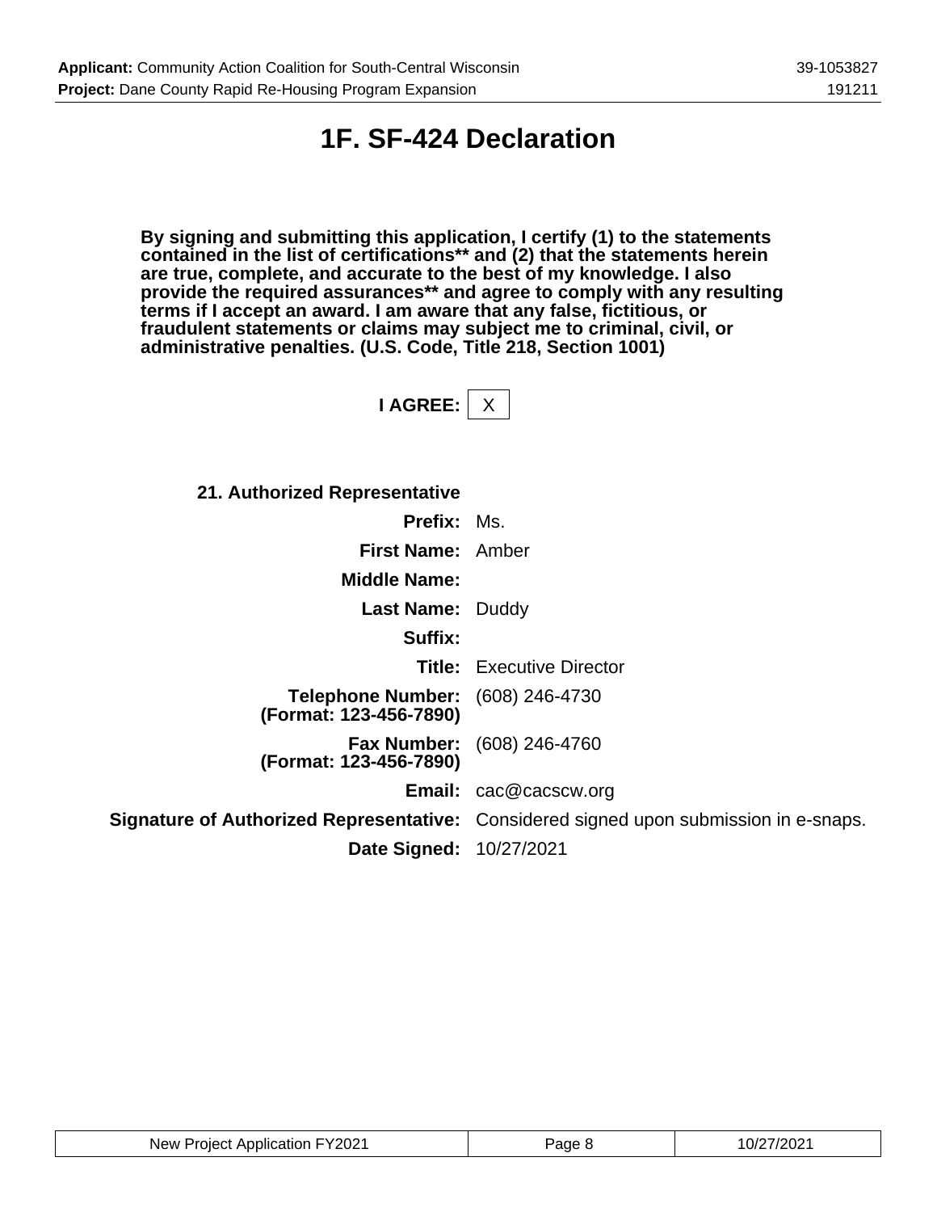# 1F. SF-424 Declaration

**By signing and submitting this application, I certify (1) to the statements contained in the list of certifications** and (2) that the statements herein are true, complete, and accurate to the best of my knowledge. I also provide the required assurances** and agree to comply with any resulting terms if I accept an award. I am aware that any false, fictitious, or fraudulent statements or claims may subject me to criminal, civil, or administrative penalties. (U.S. Code, Title 218, Section 1001)**

**I AGREE:** X

**21. Authorized Representative**

| | |
|---|---|
| **Prefix:** | Ms. |
| **First Name:** | Amber |
| **Middle Name:** | |
| **Last Name:** | Duddy |
| **Suffix:** | |
| **Title:** | Executive Director |
| **Telephone Number: (Format: 123-456-7890)** | (608) 246-4730 |
| **Fax Number: (Format: 123-456-7890)** | (608) 246-4760 |
| **Email:** | cac@cacscw.org |
| **Signature of Authorized Representative:** | Considered signed upon submission in e-snaps. |
| **Date Signed:** | 10/27/2021 |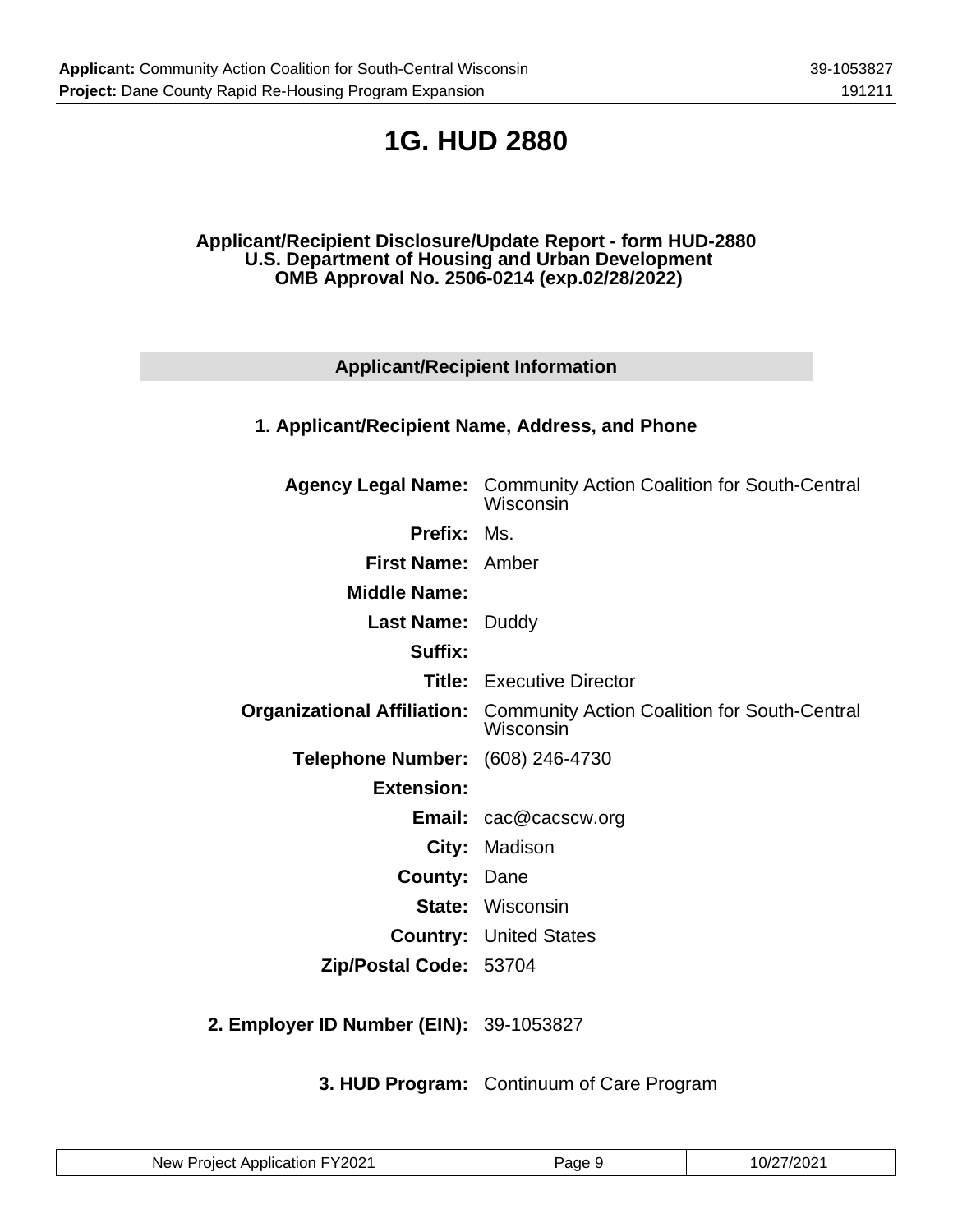# 1G. HUD 2880

**Applicant/Recipient Disclosure/Update Report - form HUD-2880**
**U.S. Department of Housing and Urban Development**
**OMB Approval No. 2506-0214 (exp.02/28/2022)**

## Applicant/Recipient Information

### 1. Applicant/Recipient Name, Address, and Phone

**Agency Legal Name:** Community Action Coalition for South-Central Wisconsin

**Prefix:** Ms.

**First Name:** Amber

**Middle Name:**

**Last Name:** Duddy

**Suffix:**

**Title:** Executive Director

**Organizational Affiliation:** Community Action Coalition for South-Central Wisconsin

**Telephone Number:** (608) 246-4730

**Extension:**

**Email:** cac@cacscw.org

**City:** Madison

**County:** Dane

**State:** Wisconsin

**Country:** United States

**Zip/Postal Code:** 53704

**2. Employer ID Number (EIN):** 39-1053827

**3. HUD Program:** Continuum of Care Program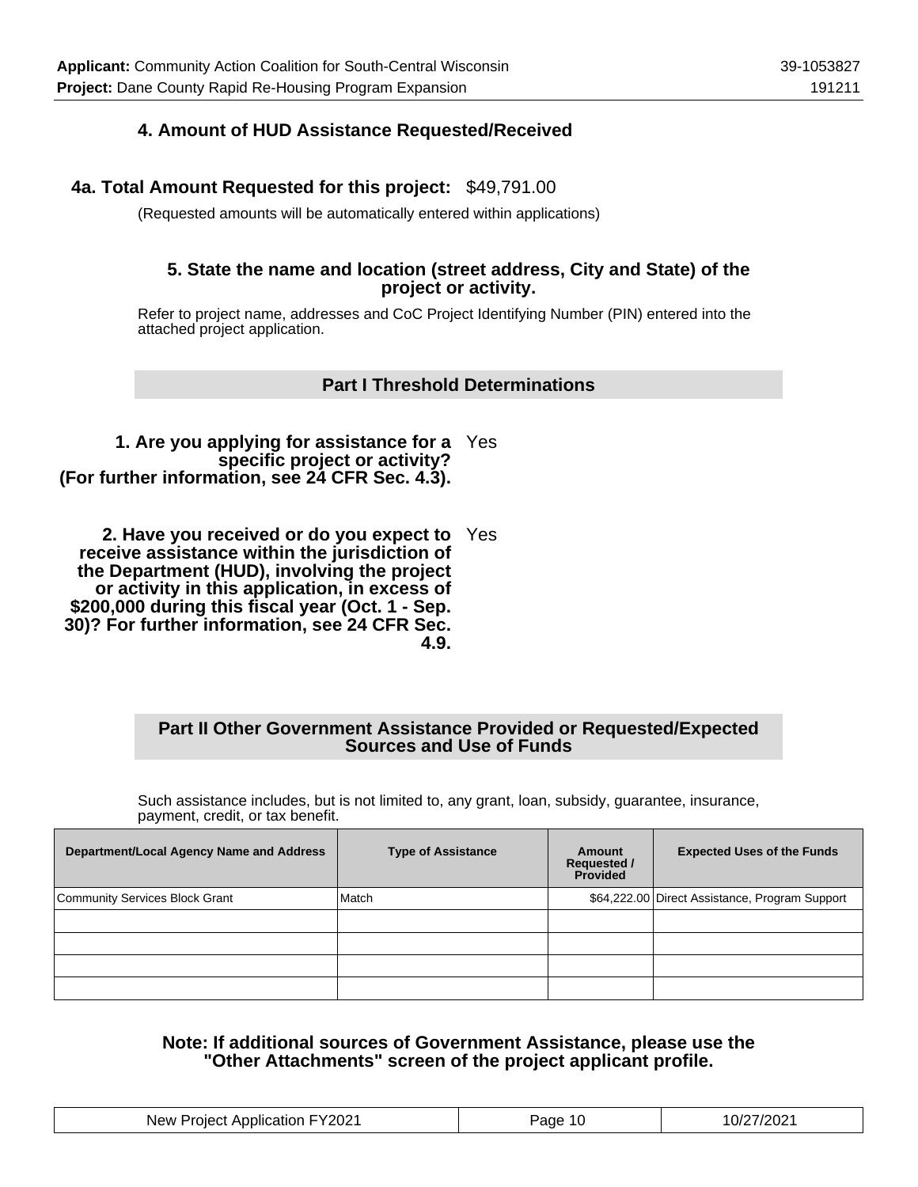## 4. Amount of HUD Assistance Requested/Received

**4a. Total Amount Requested for this project:** $49,791.00

(Requested amounts will be automatically entered within applications)

### 5. State the name and location (street address, City and State) of the project or activity.

Refer to project name, addresses and CoC Project Identifying Number (PIN) entered into the attached project application.

## Part I Threshold Determinations

**1. Are you applying for assistance for a specific project or activity? (For further information, see 24 CFR Sec. 4.3).** Yes

**2. Have you received or do you expect to receive assistance within the jurisdiction of the Department (HUD), involving the project or activity in this application, in excess of $200,000 during this fiscal year (Oct. 1 - Sep. 30)? For further information, see 24 CFR Sec. 4.9.** Yes

## Part II Other Government Assistance Provided or Requested/Expected Sources and Use of Funds

Such assistance includes, but is not limited to, any grant, loan, subsidy, guarantee, insurance, payment, credit, or tax benefit.

| Department/Local Agency Name and Address | Type of Assistance | Amount Requested / Provided | Expected Uses of the Funds |
|---|---|---|---|
| Community Services Block Grant | Match | $64,222.00 | Direct Assistance, Program Support |
| | | | |
| | | | |
| | | | |
| | | | |

**Note: If additional sources of Government Assistance, please use the "Other Attachments" screen of the project applicant profile.**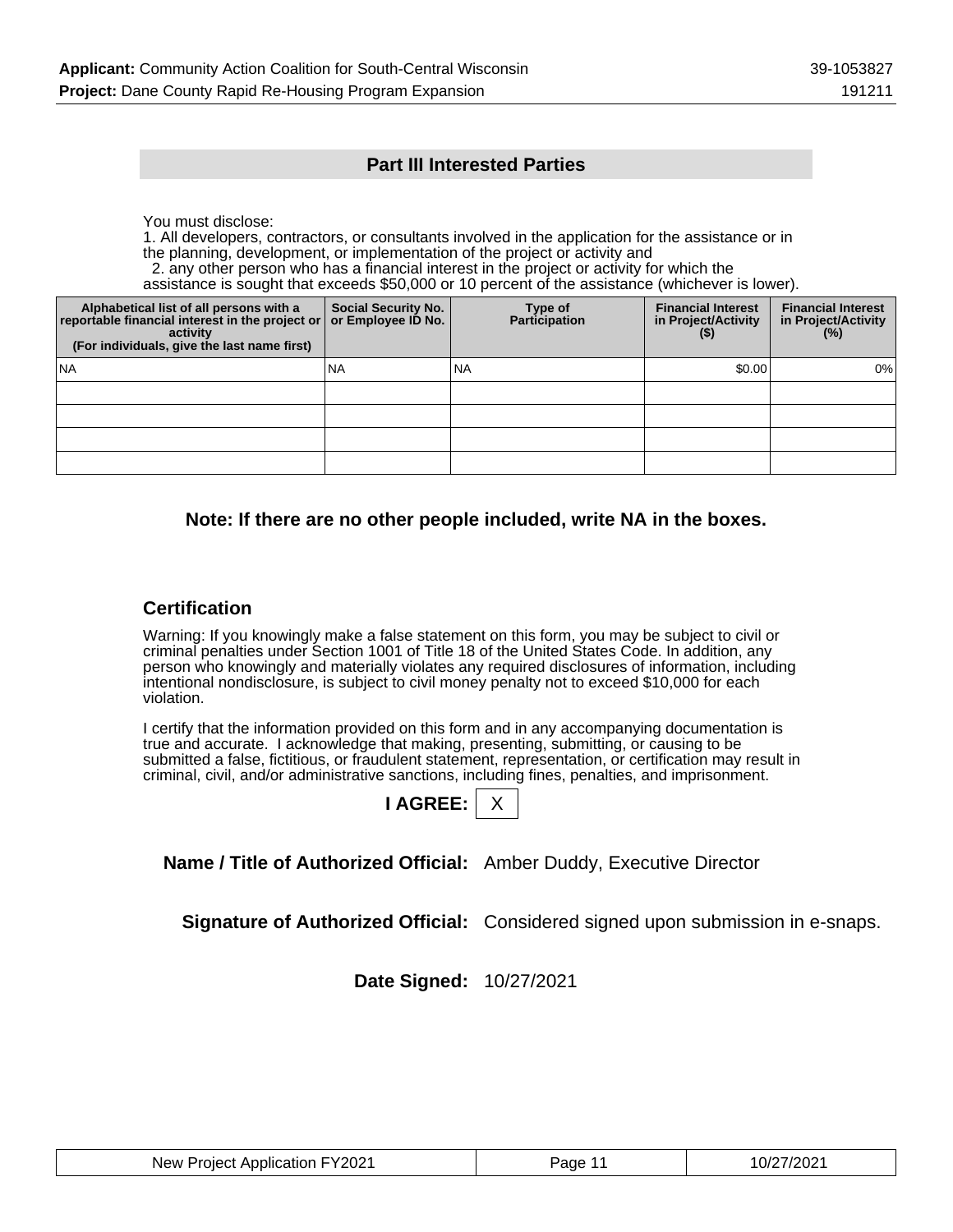## Part III Interested Parties

You must disclose:

1. All developers, contractors, or consultants involved in the application for the assistance or in the planning, development, or implementation of the project or activity and
2. any other person who has a financial interest in the project or activity for which the assistance is sought that exceeds $50,000 or 10 percent of the assistance (whichever is lower).

| Alphabetical list of all persons with a reportable financial interest in the project or activity (For individuals, give the last name first) | Social Security No. or Employee ID No. | Type of Participation | Financial Interest in Project/Activity ($) | Financial Interest in Project/Activity (%) |
|---|---|---|---|---|
| NA | NA | NA | $0.00 | 0% |
| | | | | |
| | | | | |
| | | | | |
| | | | | |

**Note: If there are no other people included, write NA in the boxes.**

### Certification

Warning: If you knowingly make a false statement on this form, you may be subject to civil or criminal penalties under Section 1001 of Title 18 of the United States Code. In addition, any person who knowingly and materially violates any required disclosures of information, including intentional nondisclosure, is subject to civil money penalty not to exceed $10,000 for each violation.

I certify that the information provided on this form and in any accompanying documentation is true and accurate. I acknowledge that making, presenting, submitting, or causing to be submitted a false, fictitious, or fraudulent statement, representation, or certification may result in criminal, civil, and/or administrative sanctions, including fines, penalties, and imprisonment.

**I AGREE:** X

**Name / Title of Authorized Official:** Amber Duddy, Executive Director

**Signature of Authorized Official:** Considered signed upon submission in e-snaps.

**Date Signed:** 10/27/2021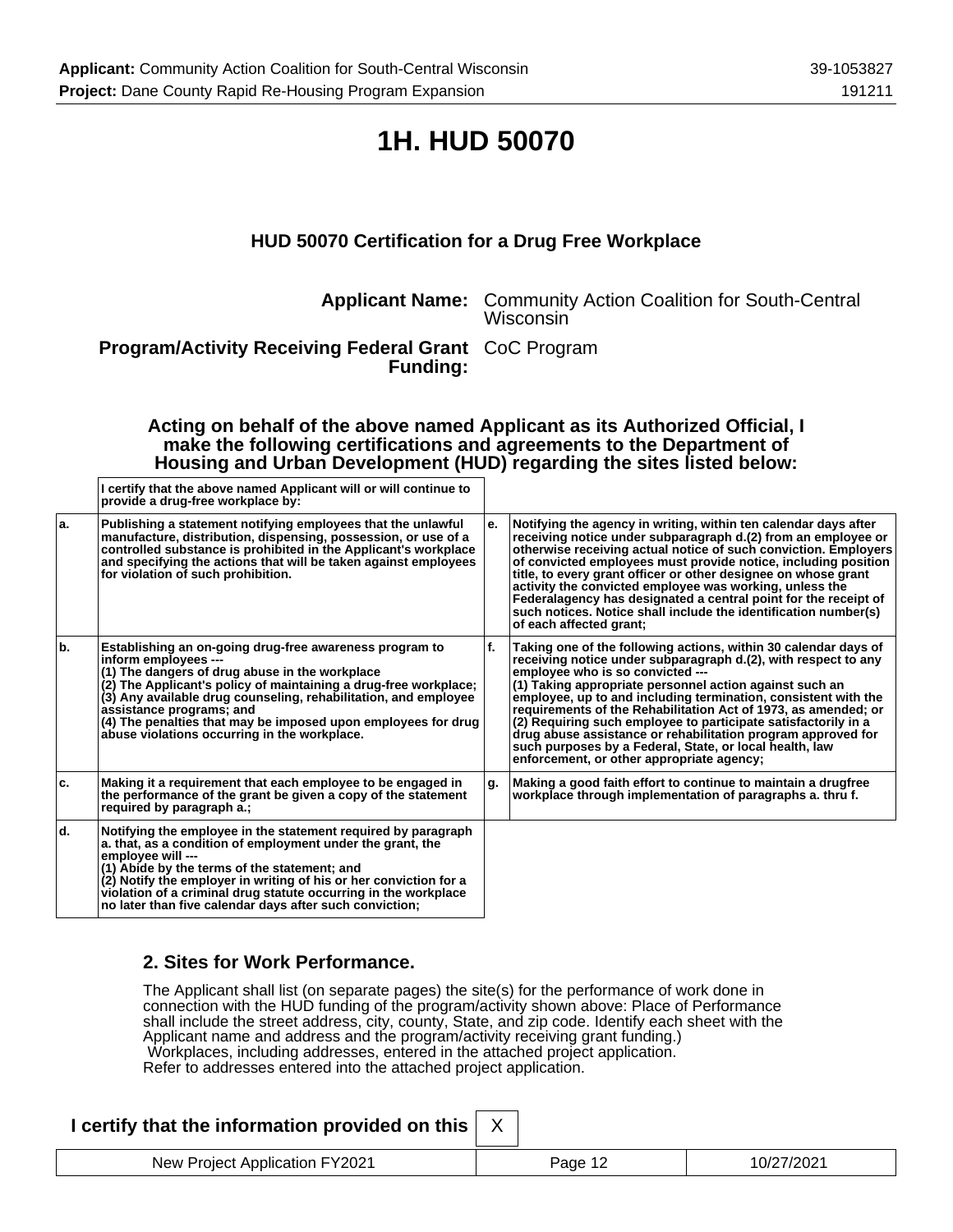# 1H. HUD 50070

### HUD 50070 Certification for a Drug Free Workplace

**Applicant Name:** Community Action Coalition for South-Central Wisconsin

**Program/Activity Receiving Federal Grant Funding:** CoC Program

**Acting on behalf of the above named Applicant as its Authorized Official, I make the following certifications and agreements to the Department of Housing and Urban Development (HUD) regarding the sites listed below:**

| | I certify that the above named Applicant will or will continue to provide a drug-free workplace by: | | |
|---|---|---|---|
| a. | Publishing a statement notifying employees that the unlawful manufacture, distribution, dispensing, possession, or use of a controlled substance is prohibited in the Applicant's workplace and specifying the actions that will be taken against employees for violation of such prohibition. | e. | Notifying the agency in writing, within ten calendar days after receiving notice under subparagraph d.(2) from an employee or otherwise receiving actual notice of such conviction. Employers of convicted employees must provide notice, including position title, to every grant officer or other designee on whose grant activity the convicted employee was working, unless the Federalagency has designated a central point for the receipt of such notices. Notice shall include the identification number(s) of each affected grant; |
| b. | Establishing an on-going drug-free awareness program to inform employees ---<br>(1) The dangers of drug abuse in the workplace<br>(2) The Applicant's policy of maintaining a drug-free workplace;<br>(3) Any available drug counseling, rehabilitation, and employee assistance programs; and<br>(4) The penalties that may be imposed upon employees for drug abuse violations occurring in the workplace. | f. | Taking one of the following actions, within 30 calendar days of receiving notice under subparagraph d.(2), with respect to any employee who is so convicted ---<br>(1) Taking appropriate personnel action against such an employee, up to and including termination, consistent with the requirements of the Rehabilitation Act of 1973, as amended; or<br>(2) Requiring such employee to participate satisfactorily in a drug abuse assistance or rehabilitation program approved for such purposes by a Federal, State, or local health, law enforcement, or other appropriate agency; |
| c. | Making it a requirement that each employee to be engaged in the performance of the grant be given a copy of the statement required by paragraph a.; | g. | Making a good faith effort to continue to maintain a drugfree workplace through implementation of paragraphs a. thru f. |
| d. | Notifying the employee in the statement required by paragraph a. that, as a condition of employment under the grant, the employee will ---<br>(1) Abide by the terms of the statement; and<br>(2) Notify the employer in writing of his or her conviction for a violation of a criminal drug statute occurring in the workplace no later than five calendar days after such conviction; | | |

### 2. Sites for Work Performance.

The Applicant shall list (on separate pages) the site(s) for the performance of work done in connection with the HUD funding of the program/activity shown above: Place of Performance shall include the street address, city, county, State, and zip code. Identify each sheet with the Applicant name and address and the program/activity receiving grant funding.)
Workplaces, including addresses, entered in the attached project application.
Refer to addresses entered into the attached project application.

**I certify that the information provided on this** X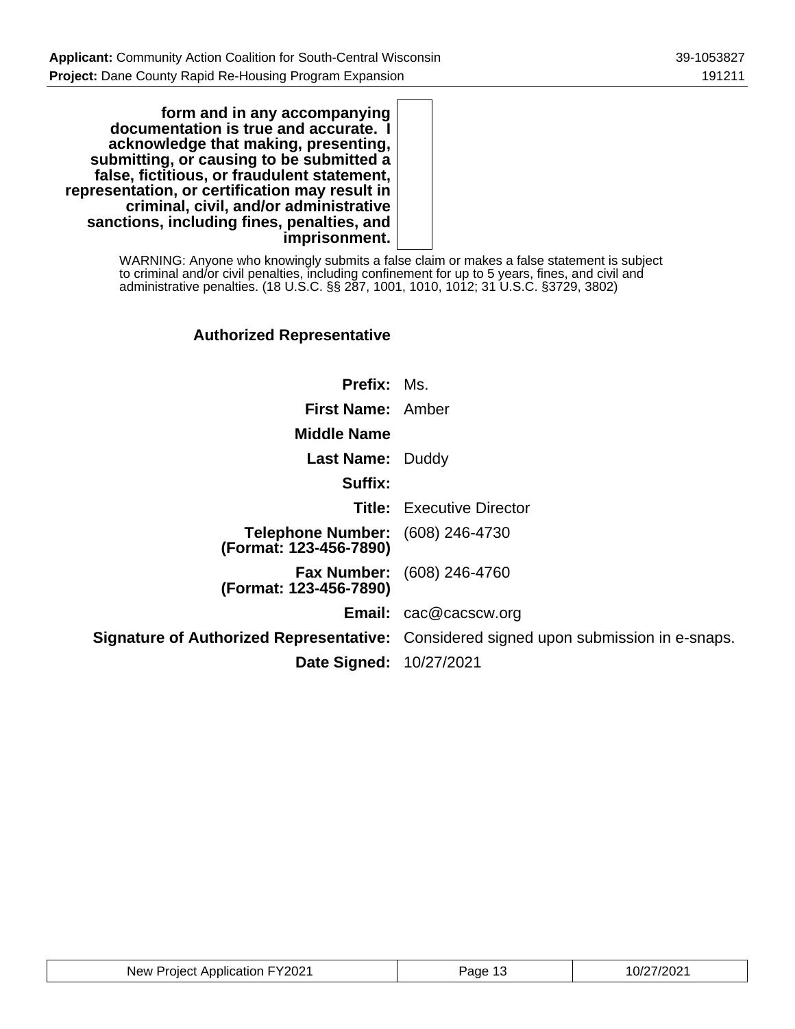**form and in any accompanying documentation is true and accurate. I acknowledge that making, presenting, submitting, or causing to be submitted a false, fictitious, or fraudulent statement, representation, or certification may result in criminal, civil, and/or administrative sanctions, including fines, penalties, and imprisonment.**

WARNING: Anyone who knowingly submits a false claim or makes a false statement is subject to criminal and/or civil penalties, including confinement for up to 5 years, fines, and civil and administrative penalties. (18 U.S.C. §§ 287, 1001, 1010, 1012; 31 U.S.C. §3729, 3802)

### Authorized Representative

| | |
|---|---|
| **Prefix:** | Ms. |
| **First Name:** | Amber |
| **Middle Name** | |
| **Last Name:** | Duddy |
| **Suffix:** | |
| **Title:** | Executive Director |
| **Telephone Number: (Format: 123-456-7890)** | (608) 246-4730 |
| **Fax Number: (Format: 123-456-7890)** | (608) 246-4760 |
| **Email:** | cac@cacscw.org |
| **Signature of Authorized Representative:** | Considered signed upon submission in e-snaps. |
| **Date Signed:** | 10/27/2021 |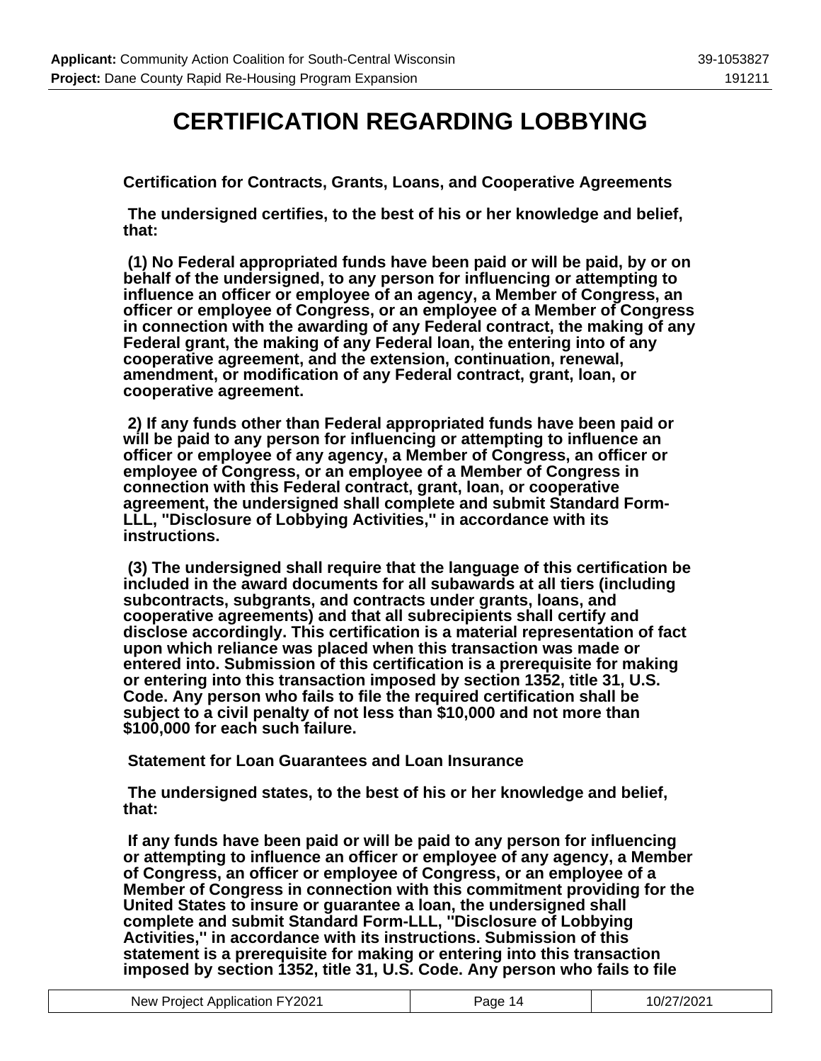# CERTIFICATION REGARDING LOBBYING

**Certification for Contracts, Grants, Loans, and Cooperative Agreements**

**The undersigned certifies, to the best of his or her knowledge and belief, that:**

**(1) No Federal appropriated funds have been paid or will be paid, by or on behalf of the undersigned, to any person for influencing or attempting to influence an officer or employee of an agency, a Member of Congress, an officer or employee of Congress, or an employee of a Member of Congress in connection with the awarding of any Federal contract, the making of any Federal grant, the making of any Federal loan, the entering into of any cooperative agreement, and the extension, continuation, renewal, amendment, or modification of any Federal contract, grant, loan, or cooperative agreement.**

**2) If any funds other than Federal appropriated funds have been paid or will be paid to any person for influencing or attempting to influence an officer or employee of any agency, a Member of Congress, an officer or employee of Congress, or an employee of a Member of Congress in connection with this Federal contract, grant, loan, or cooperative agreement, the undersigned shall complete and submit Standard Form-LLL, "Disclosure of Lobbying Activities," in accordance with its instructions.**

**(3) The undersigned shall require that the language of this certification be included in the award documents for all subawards at all tiers (including subcontracts, subgrants, and contracts under grants, loans, and cooperative agreements) and that all subrecipients shall certify and disclose accordingly. This certification is a material representation of fact upon which reliance was placed when this transaction was made or entered into. Submission of this certification is a prerequisite for making or entering into this transaction imposed by section 1352, title 31, U.S. Code. Any person who fails to file the required certification shall be subject to a civil penalty of not less than $10,000 and not more than $100,000 for each such failure.**

**Statement for Loan Guarantees and Loan Insurance**

**The undersigned states, to the best of his or her knowledge and belief, that:**

**If any funds have been paid or will be paid to any person for influencing or attempting to influence an officer or employee of any agency, a Member of Congress, an officer or employee of Congress, or an employee of a Member of Congress in connection with this commitment providing for the United States to insure or guarantee a loan, the undersigned shall complete and submit Standard Form-LLL, "Disclosure of Lobbying Activities," in accordance with its instructions. Submission of this statement is a prerequisite for making or entering into this transaction imposed by section 1352, title 31, U.S. Code. Any person who fails to file**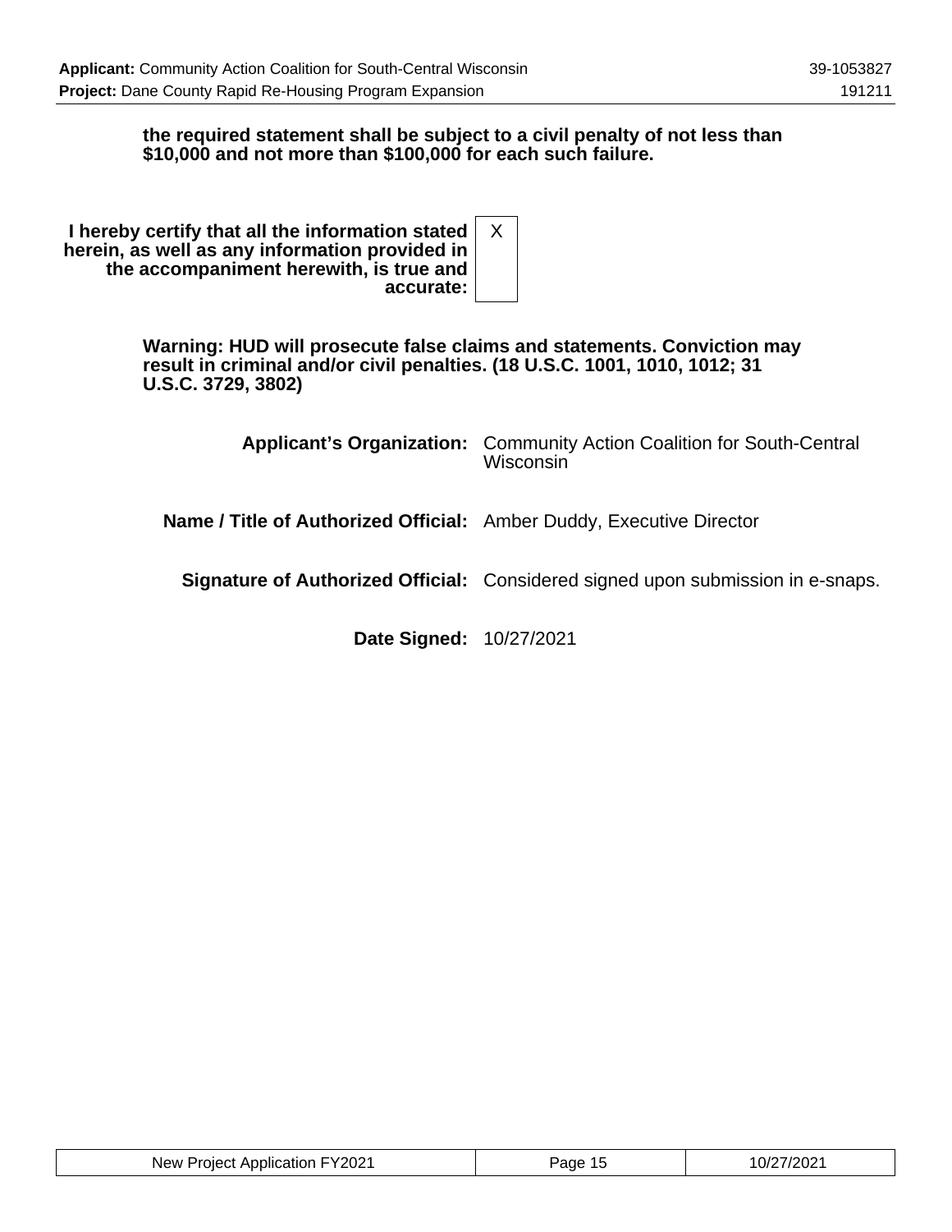**the required statement shall be subject to a civil penalty of not less than $10,000 and not more than $100,000 for each such failure.**

| | |
|---|---|
| **I hereby certify that all the information stated herein, as well as any information provided in the accompaniment herewith, is true and accurate:** | X |

**Warning: HUD will prosecute false claims and statements. Conviction may result in criminal and/or civil penalties. (18 U.S.C. 1001, 1010, 1012; 31 U.S.C. 3729, 3802)**

| | |
|---|---|
| **Applicant's Organization:** | Community Action Coalition for South-Central Wisconsin |
| **Name / Title of Authorized Official:** | Amber Duddy, Executive Director |
| **Signature of Authorized Official:** | Considered signed upon submission in e-snaps. |
| **Date Signed:** | 10/27/2021 |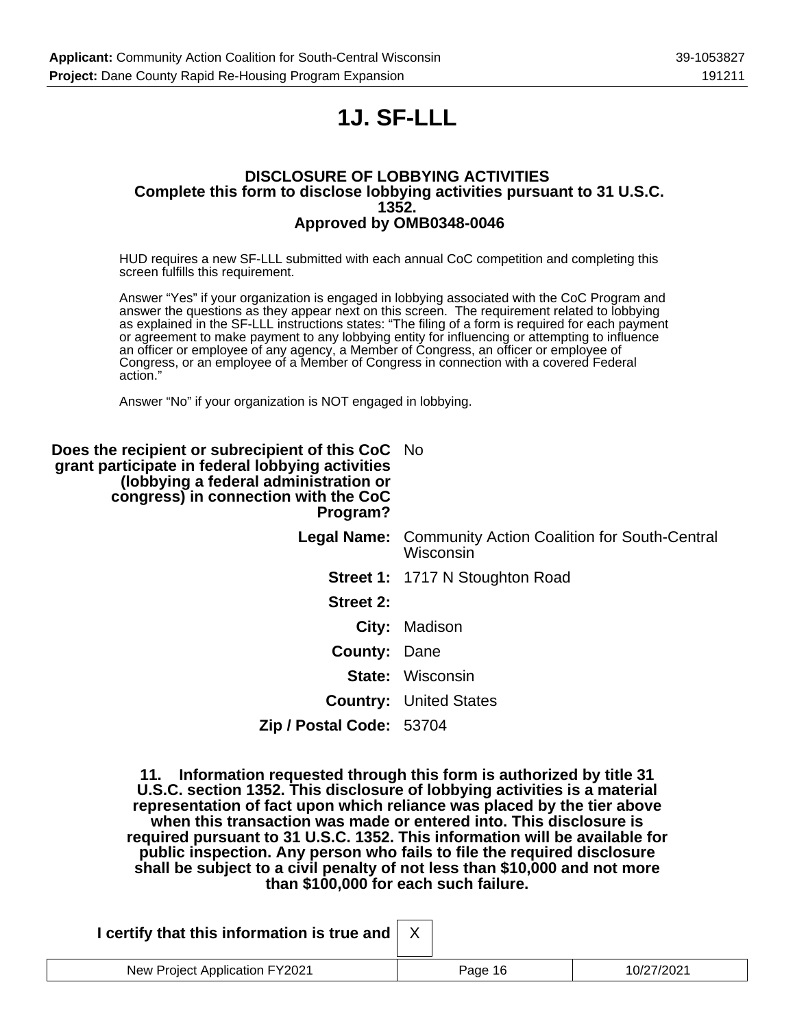# 1J. SF-LLL

**DISCLOSURE OF LOBBYING ACTIVITIES**
**Complete this form to disclose lobbying activities pursuant to 31 U.S.C. 1352.**
**Approved by OMB0348-0046**

HUD requires a new SF-LLL submitted with each annual CoC competition and completing this screen fulfills this requirement.

Answer "Yes" if your organization is engaged in lobbying associated with the CoC Program and answer the questions as they appear next on this screen. The requirement related to lobbying as explained in the SF-LLL instructions states: "The filing of a form is required for each payment or agreement to make payment to any lobbying entity for influencing or attempting to influence an officer or employee of any agency, a Member of Congress, an officer or employee of Congress, or an employee of a Member of Congress in connection with a covered Federal action."

Answer "No" if your organization is NOT engaged in lobbying.

| | |
|---|---|
| **Does the recipient or subrecipient of this CoC grant participate in federal lobbying activities (lobbying a federal administration or congress) in connection with the CoC Program?** | No |
| **Legal Name:** | Community Action Coalition for South-Central Wisconsin |
| **Street 1:** | 1717 N Stoughton Road |
| **Street 2:** | |
| **City:** | Madison |
| **County:** | Dane |
| **State:** | Wisconsin |
| **Country:** | United States |
| **Zip / Postal Code:** | 53704 |

**11. Information requested through this form is authorized by title 31 U.S.C. section 1352. This disclosure of lobbying activities is a material representation of fact upon which reliance was placed by the tier above when this transaction was made or entered into. This disclosure is required pursuant to 31 U.S.C. 1352. This information will be available for public inspection. Any person who fails to file the required disclosure shall be subject to a civil penalty of not less than $10,000 and not more than $100,000 for each such failure.**

| | |
|---|---|
| **I certify that this information is true and** | X |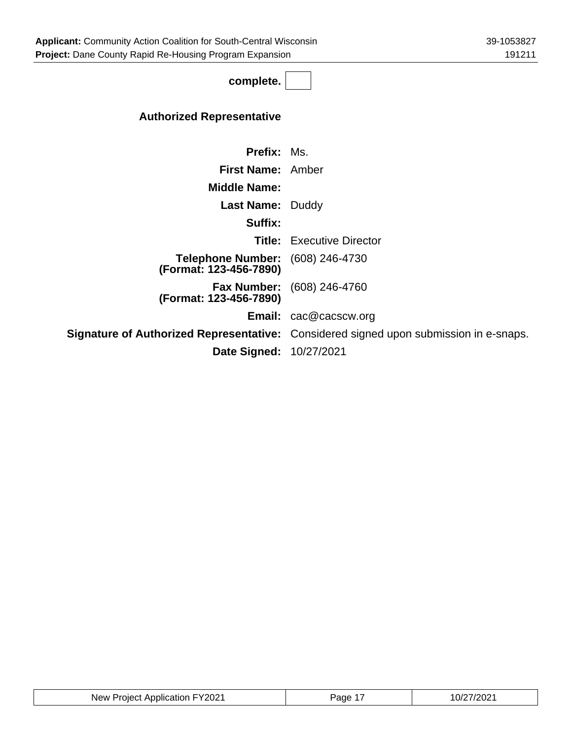**complete.** ☐

### Authorized Representative

| | |
|---|---|
| **Prefix:** | Ms. |
| **First Name:** | Amber |
| **Middle Name:** | |
| **Last Name:** | Duddy |
| **Suffix:** | |
| **Title:** | Executive Director |
| **Telephone Number: (Format: 123-456-7890)** | (608) 246-4730 |
| **Fax Number: (Format: 123-456-7890)** | (608) 246-4760 |
| **Email:** | cac@cacscw.org |
| **Signature of Authorized Representative:** | Considered signed upon submission in e-snaps. |
| **Date Signed:** | 10/27/2021 |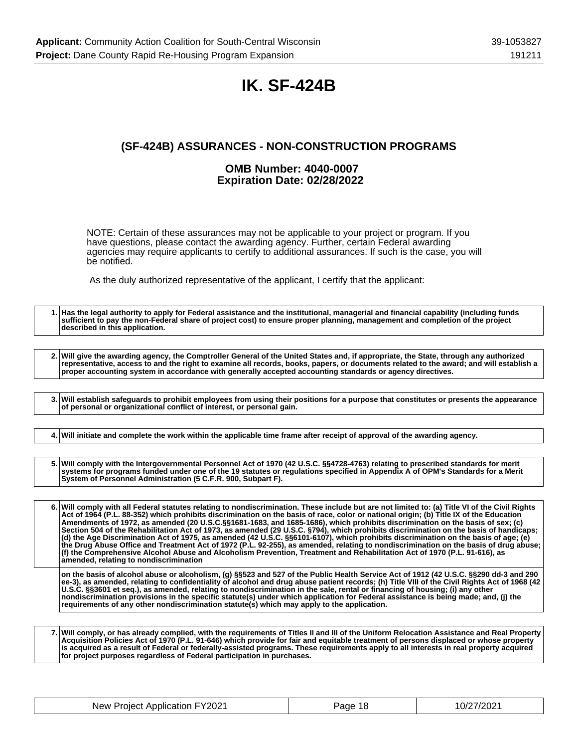# IK. SF-424B

## (SF-424B) ASSURANCES - NON-CONSTRUCTION PROGRAMS

### OMB Number: 4040-0007
### Expiration Date: 02/28/2022

NOTE: Certain of these assurances may not be applicable to your project or program. If you have questions, please contact the awarding agency. Further, certain Federal awarding agencies may require applicants to certify to additional assurances. If such is the case, you will be notified.

As the duly authorized representative of the applicant, I certify that the applicant:

| | |
|---|---|
| 1. | **Has the legal authority to apply for Federal assistance and the institutional, managerial and financial capability (including funds sufficient to pay the non-Federal share of project cost) to ensure proper planning, management and completion of the project described in this application.** |

| | |
|---|---|
| 2. | **Will give the awarding agency, the Comptroller General of the United States and, if appropriate, the State, through any authorized representative, access to and the right to examine all records, books, papers, or documents related to the award; and will establish a proper accounting system in accordance with generally accepted accounting standards or agency directives.** |

| | |
|---|---|
| 3. | **Will establish safeguards to prohibit employees from using their positions for a purpose that constitutes or presents the appearance of personal or organizational conflict of interest, or personal gain.** |

| | |
|---|---|
| 4. | **Will initiate and complete the work within the applicable time frame after receipt of approval of the awarding agency.** |

| | |
|---|---|
| 5. | **Will comply with the Intergovernmental Personnel Act of 1970 (42 U.S.C. §§4728-4763) relating to prescribed standards for merit systems for programs funded under one of the 19 statutes or regulations specified in Appendix A of OPM's Standards for a Merit System of Personnel Administration (5 C.F.R. 900, Subpart F).** |

| | |
|---|---|
| 6. | **Will comply with all Federal statutes relating to nondiscrimination. These include but are not limited to: (a) Title VI of the Civil Rights Act of 1964 (P.L. 88-352) which prohibits discrimination on the basis of race, color or national origin; (b) Title IX of the Education Amendments of 1972, as amended (20 U.S.C.§§1681-1683, and 1685-1686), which prohibits discrimination on the basis of sex; (c) Section 504 of the Rehabilitation Act of 1973, as amended (29 U.S.C. §794), which prohibits discrimination on the basis of handicaps; (d) the Age Discrimination Act of 1975, as amended (42 U.S.C. §§6101-6107), which prohibits discrimination on the basis of age; (e) the Drug Abuse Office and Treatment Act of 1972 (P.L. 92-255), as amended, relating to nondiscrimination on the basis of drug abuse; (f) the Comprehensive Alcohol Abuse and Alcoholism Prevention, Treatment and Rehabilitation Act of 1970 (P.L. 91-616), as amended, relating to nondiscrimination** |
| | **on the basis of alcohol abuse or alcoholism, (g) §§523 and 527 of the Public Health Service Act of 1912 (42 U.S.C. §§290 dd-3 and 290 ee-3), as amended, relating to confidentiality of alcohol and drug abuse patient records; (h) Title VIII of the Civil Rights Act of 1968 (42 U.S.C. §§3601 et seq.), as amended, relating to nondiscrimination in the sale, rental or financing of housing; (i) any other nondiscrimination provisions in the specific statute(s) under which application for Federal assistance is being made; and, (j) the requirements of any other nondiscrimination statute(s) which may apply to the application.** |

| | |
|---|---|
| 7. | **Will comply, or has already complied, with the requirements of Titles II and III of the Uniform Relocation Assistance and Real Property Acquisition Policies Act of 1970 (P.L. 91-646) which provide for fair and equitable treatment of persons displaced or whose property is acquired as a result of Federal or federally-assisted programs. These requirements apply to all interests in real property acquired for project purposes regardless of Federal participation in purchases.** |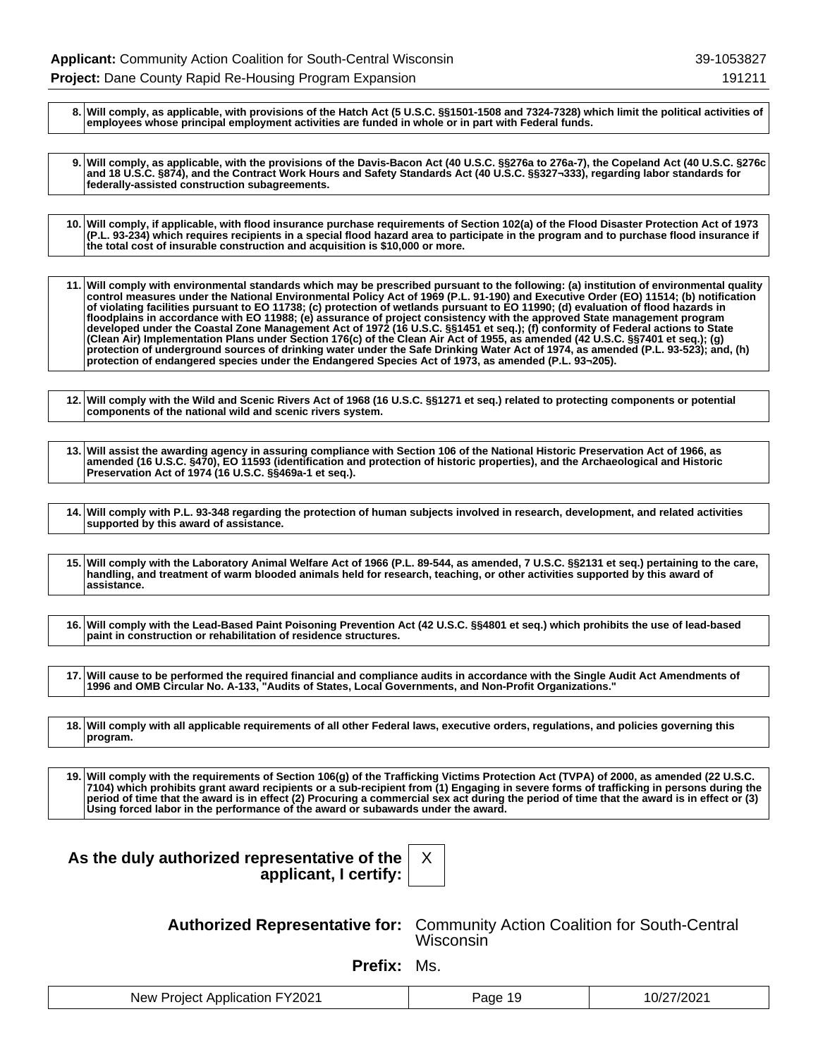| | |
|---|---|
| **8.** | **Will comply, as applicable, with provisions of the Hatch Act (5 U.S.C. §§1501-1508 and 7324-7328) which limit the political activities of employees whose principal employment activities are funded in whole or in part with Federal funds.** |

| | |
|---|---|
| **9.** | **Will comply, as applicable, with the provisions of the Davis-Bacon Act (40 U.S.C. §§276a to 276a-7), the Copeland Act (40 U.S.C. §276c and 18 U.S.C. §874), and the Contract Work Hours and Safety Standards Act (40 U.S.C. §§327¬333), regarding labor standards for federally-assisted construction subagreements.** |

| | |
|---|---|
| **10.** | **Will comply, if applicable, with flood insurance purchase requirements of Section 102(a) of the Flood Disaster Protection Act of 1973 (P.L. 93-234) which requires recipients in a special flood hazard area to participate in the program and to purchase flood insurance if the total cost of insurable construction and acquisition is $10,000 or more.** |

| | |
|---|---|
| **11.** | **Will comply with environmental standards which may be prescribed pursuant to the following: (a) institution of environmental quality control measures under the National Environmental Policy Act of 1969 (P.L. 91-190) and Executive Order (EO) 11514; (b) notification of violating facilities pursuant to EO 11738; (c) protection of wetlands pursuant to EO 11990; (d) evaluation of flood hazards in floodplains in accordance with EO 11988; (e) assurance of project consistency with the approved State management program developed under the Coastal Zone Management Act of 1972 (16 U.S.C. §§1451 et seq.); (f) conformity of Federal actions to State (Clean Air) Implementation Plans under Section 176(c) of the Clean Air Act of 1955, as amended (42 U.S.C. §§7401 et seq.); (g) protection of underground sources of drinking water under the Safe Drinking Water Act of 1974, as amended (P.L. 93-523); and, (h) protection of endangered species under the Endangered Species Act of 1973, as amended (P.L. 93¬205).** |

| | |
|---|---|
| **12.** | **Will comply with the Wild and Scenic Rivers Act of 1968 (16 U.S.C. §§1271 et seq.) related to protecting components or potential components of the national wild and scenic rivers system.** |

| | |
|---|---|
| **13.** | **Will assist the awarding agency in assuring compliance with Section 106 of the National Historic Preservation Act of 1966, as amended (16 U.S.C. §470), EO 11593 (identification and protection of historic properties), and the Archaeological and Historic Preservation Act of 1974 (16 U.S.C. §§469a-1 et seq.).** |

| | |
|---|---|
| **14.** | **Will comply with P.L. 93-348 regarding the protection of human subjects involved in research, development, and related activities supported by this award of assistance.** |

| | |
|---|---|
| **15.** | **Will comply with the Laboratory Animal Welfare Act of 1966 (P.L. 89-544, as amended, 7 U.S.C. §§2131 et seq.) pertaining to the care, handling, and treatment of warm blooded animals held for research, teaching, or other activities supported by this award of assistance.** |

| | |
|---|---|
| **16.** | **Will comply with the Lead-Based Paint Poisoning Prevention Act (42 U.S.C. §§4801 et seq.) which prohibits the use of lead-based paint in construction or rehabilitation of residence structures.** |

| | |
|---|---|
| **17.** | **Will cause to be performed the required financial and compliance audits in accordance with the Single Audit Act Amendments of 1996 and OMB Circular No. A-133, "Audits of States, Local Governments, and Non-Profit Organizations."** |

| | |
|---|---|
| **18.** | **Will comply with all applicable requirements of all other Federal laws, executive orders, regulations, and policies governing this program.** |

| | |
|---|---|
| **19.** | **Will comply with the requirements of Section 106(g) of the Trafficking Victims Protection Act (TVPA) of 2000, as amended (22 U.S.C. 7104) which prohibits grant award recipients or a sub-recipient from (1) Engaging in severe forms of trafficking in persons during the period of time that the award is in effect (2) Procuring a commercial sex act during the period of time that the award is in effect or (3) Using forced labor in the performance of the award or subawards under the award.** |

**As the duly authorized representative of the applicant, I certify:** X

**Authorized Representative for:** Community Action Coalition for South-Central Wisconsin

**Prefix:** Ms.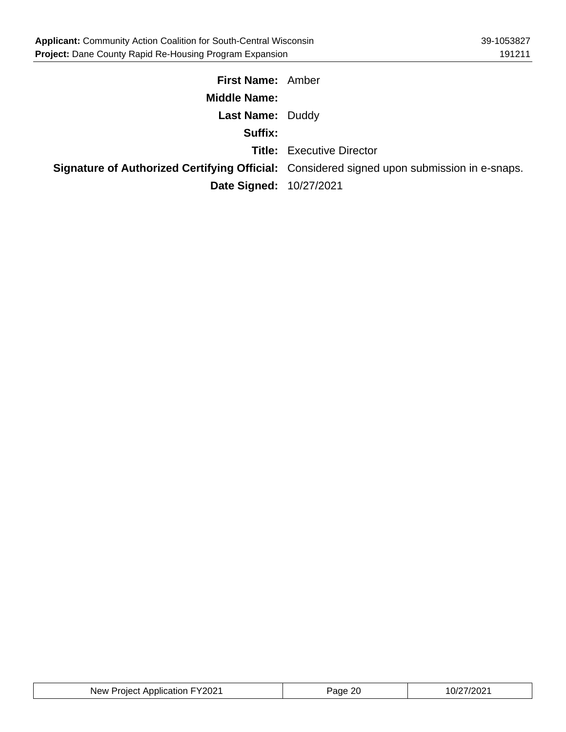**First Name:** Amber

**Middle Name:**

**Last Name:** Duddy

**Suffix:**

**Title:** Executive Director

**Signature of Authorized Certifying Official:** Considered signed upon submission in e-snaps.

**Date Signed:** 10/27/2021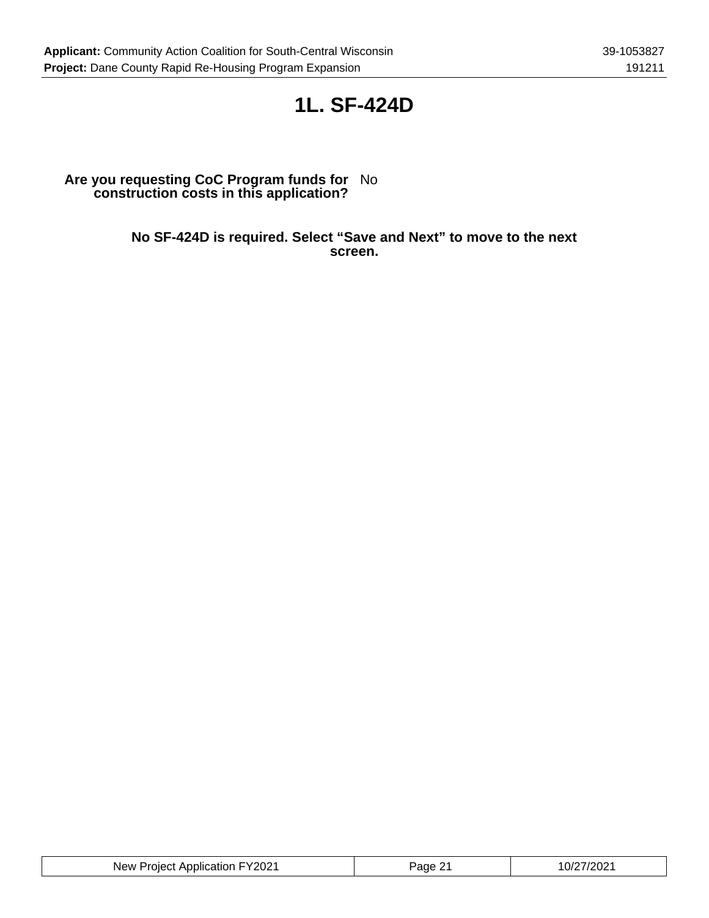# 1L. SF-424D

**Are you requesting CoC Program funds for construction costs in this application?** No

**No SF-424D is required. Select “Save and Next” to move to the next screen.**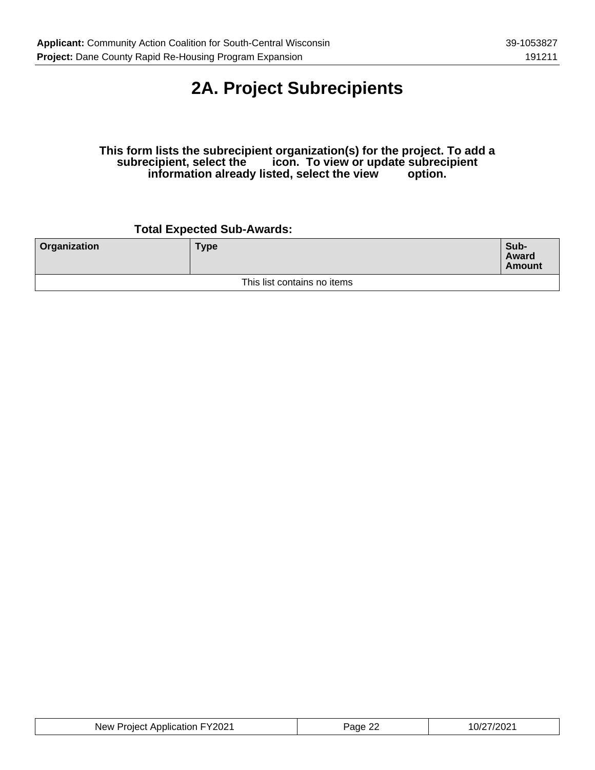# 2A. Project Subrecipients

**This form lists the subrecipient organization(s) for the project. To add a subrecipient, select the icon. To view or update subrecipient information already listed, select the view option.**

**Total Expected Sub-Awards:**

| Organization | Type | Sub-Award Amount |
|---|---|---|
| This list contains no items | | |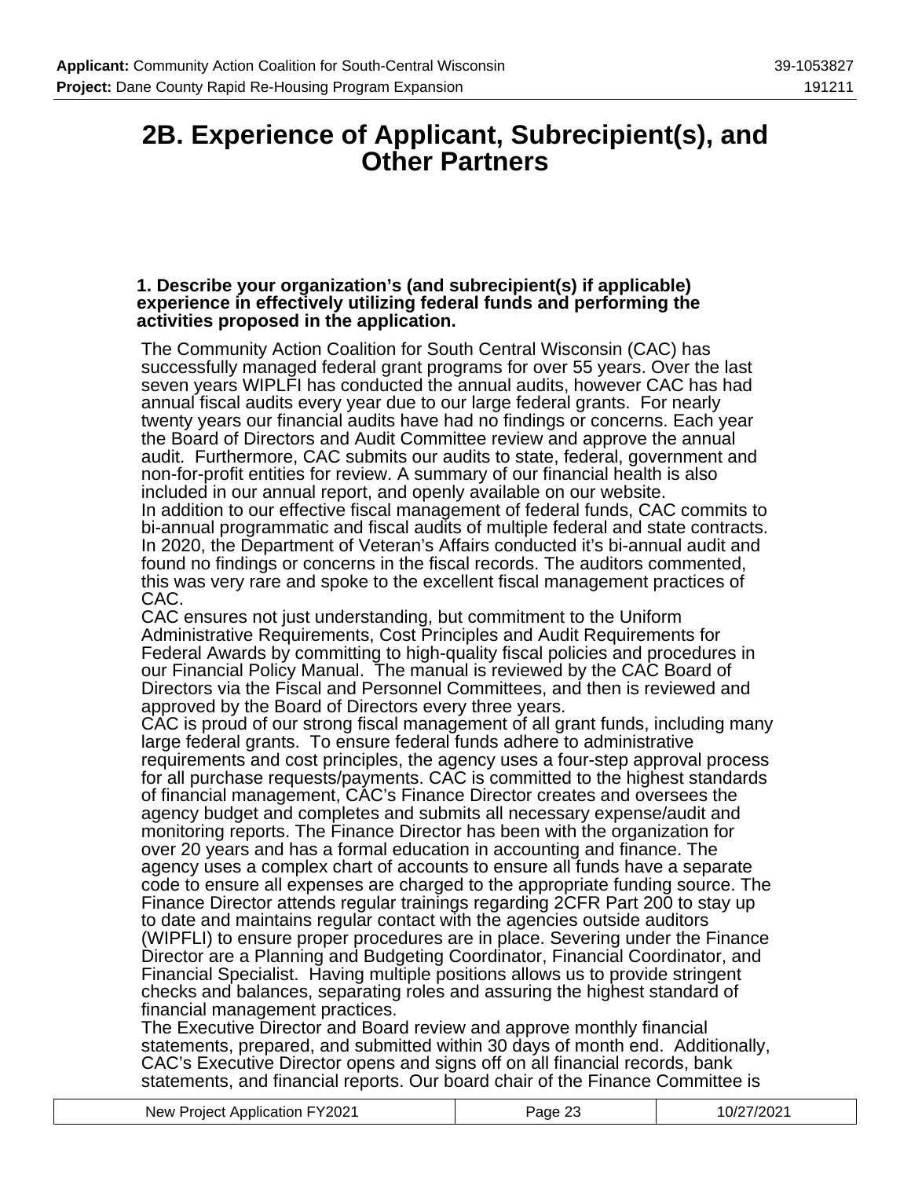# 2B. Experience of Applicant, Subrecipient(s), and Other Partners

**1. Describe your organization's (and subrecipient(s) if applicable) experience in effectively utilizing federal funds and performing the activities proposed in the application.**

The Community Action Coalition for South Central Wisconsin (CAC) has successfully managed federal grant programs for over 55 years. Over the last seven years WIPLFI has conducted the annual audits, however CAC has had annual fiscal audits every year due to our large federal grants. For nearly twenty years our financial audits have had no findings or concerns. Each year the Board of Directors and Audit Committee review and approve the annual audit. Furthermore, CAC submits our audits to state, federal, government and non-for-profit entities for review. A summary of our financial health is also included in our annual report, and openly available on our website.
In addition to our effective fiscal management of federal funds, CAC commits to bi-annual programmatic and fiscal audits of multiple federal and state contracts. In 2020, the Department of Veteran's Affairs conducted it's bi-annual audit and found no findings or concerns in the fiscal records. The auditors commented, this was very rare and spoke to the excellent fiscal management practices of CAC.
CAC ensures not just understanding, but commitment to the Uniform Administrative Requirements, Cost Principles and Audit Requirements for Federal Awards by committing to high-quality fiscal policies and procedures in our Financial Policy Manual. The manual is reviewed by the CAC Board of Directors via the Fiscal and Personnel Committees, and then is reviewed and approved by the Board of Directors every three years.
CAC is proud of our strong fiscal management of all grant funds, including many large federal grants. To ensure federal funds adhere to administrative requirements and cost principles, the agency uses a four-step approval process for all purchase requests/payments. CAC is committed to the highest standards of financial management, CAC's Finance Director creates and oversees the agency budget and completes and submits all necessary expense/audit and monitoring reports. The Finance Director has been with the organization for over 20 years and has a formal education in accounting and finance. The agency uses a complex chart of accounts to ensure all funds have a separate code to ensure all expenses are charged to the appropriate funding source. The Finance Director attends regular trainings regarding 2CFR Part 200 to stay up to date and maintains regular contact with the agencies outside auditors (WIPFLI) to ensure proper procedures are in place. Severing under the Finance Director are a Planning and Budgeting Coordinator, Financial Coordinator, and Financial Specialist. Having multiple positions allows us to provide stringent checks and balances, separating roles and assuring the highest standard of financial management practices.
The Executive Director and Board review and approve monthly financial statements, prepared, and submitted within 30 days of month end. Additionally, CAC's Executive Director opens and signs off on all financial records, bank statements, and financial reports. Our board chair of the Finance Committee is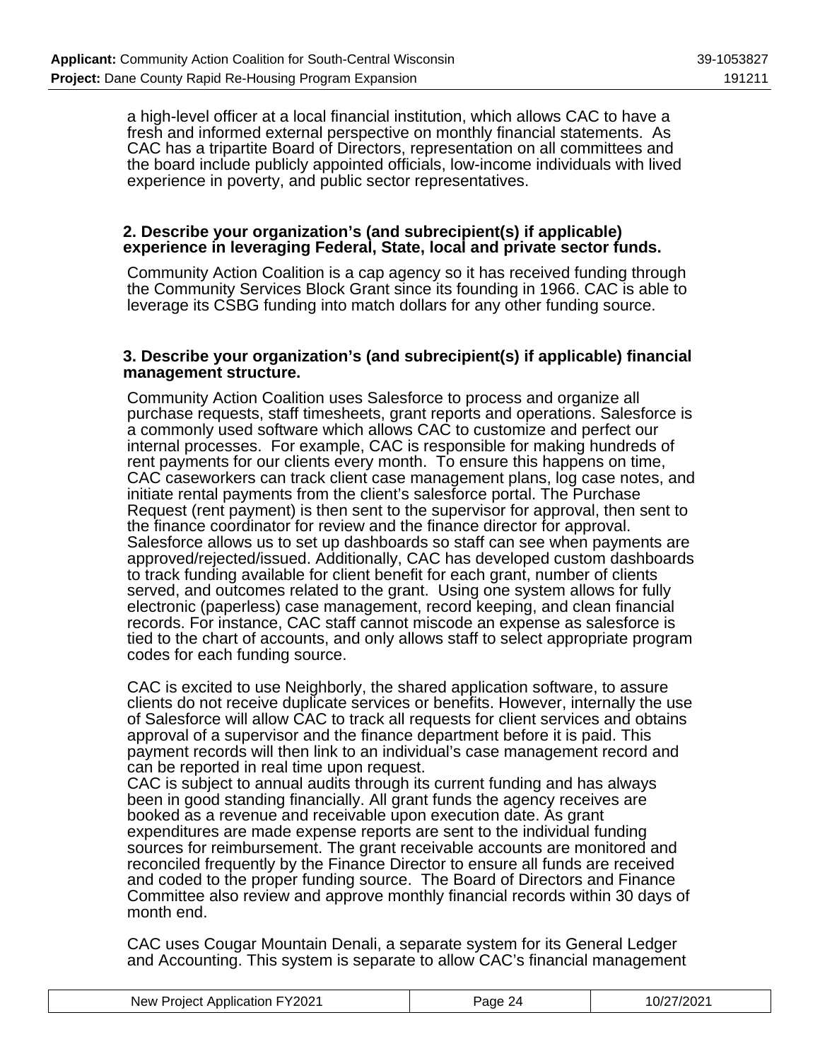a high-level officer at a local financial institution, which allows CAC to have a fresh and informed external perspective on monthly financial statements. As CAC has a tripartite Board of Directors, representation on all committees and the board include publicly appointed officials, low-income individuals with lived experience in poverty, and public sector representatives.

**2. Describe your organization's (and subrecipient(s) if applicable) experience in leveraging Federal, State, local and private sector funds.**

Community Action Coalition is a cap agency so it has received funding through the Community Services Block Grant since its founding in 1966. CAC is able to leverage its CSBG funding into match dollars for any other funding source.

**3. Describe your organization's (and subrecipient(s) if applicable) financial management structure.**

Community Action Coalition uses Salesforce to process and organize all purchase requests, staff timesheets, grant reports and operations. Salesforce is a commonly used software which allows CAC to customize and perfect our internal processes. For example, CAC is responsible for making hundreds of rent payments for our clients every month. To ensure this happens on time, CAC caseworkers can track client case management plans, log case notes, and initiate rental payments from the client's salesforce portal. The Purchase Request (rent payment) is then sent to the supervisor for approval, then sent to the finance coordinator for review and the finance director for approval. Salesforce allows us to set up dashboards so staff can see when payments are approved/rejected/issued. Additionally, CAC has developed custom dashboards to track funding available for client benefit for each grant, number of clients served, and outcomes related to the grant. Using one system allows for fully electronic (paperless) case management, record keeping, and clean financial records. For instance, CAC staff cannot miscode an expense as salesforce is tied to the chart of accounts, and only allows staff to select appropriate program codes for each funding source.

CAC is excited to use Neighborly, the shared application software, to assure clients do not receive duplicate services or benefits. However, internally the use of Salesforce will allow CAC to track all requests for client services and obtains approval of a supervisor and the finance department before it is paid. This payment records will then link to an individual's case management record and can be reported in real time upon request.
CAC is subject to annual audits through its current funding and has always been in good standing financially. All grant funds the agency receives are booked as a revenue and receivable upon execution date. As grant expenditures are made expense reports are sent to the individual funding sources for reimbursement. The grant receivable accounts are monitored and reconciled frequently by the Finance Director to ensure all funds are received and coded to the proper funding source. The Board of Directors and Finance Committee also review and approve monthly financial records within 30 days of month end.

CAC uses Cougar Mountain Denali, a separate system for its General Ledger and Accounting. This system is separate to allow CAC's financial management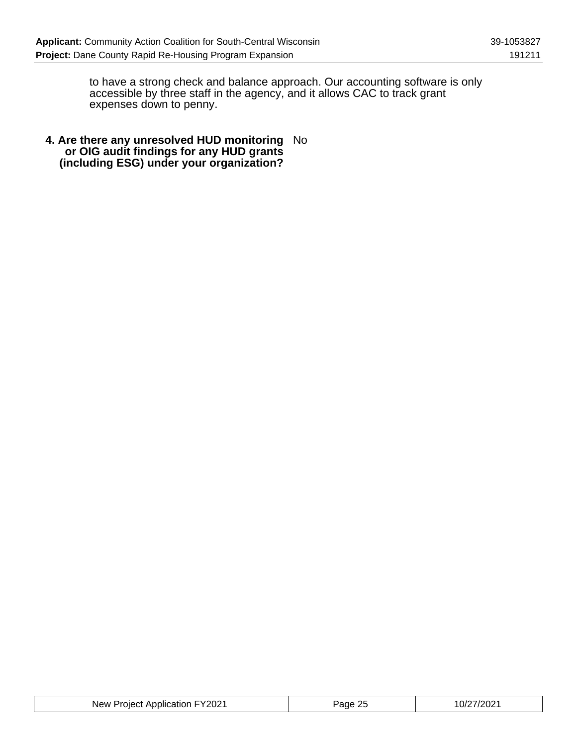to have a strong check and balance approach. Our accounting software is only accessible by three staff in the agency, and it allows CAC to track grant expenses down to penny.

| | |
|---|---|
| **4. Are there any unresolved HUD monitoring or OIG audit findings for any HUD grants (including ESG) under your organization?** | No |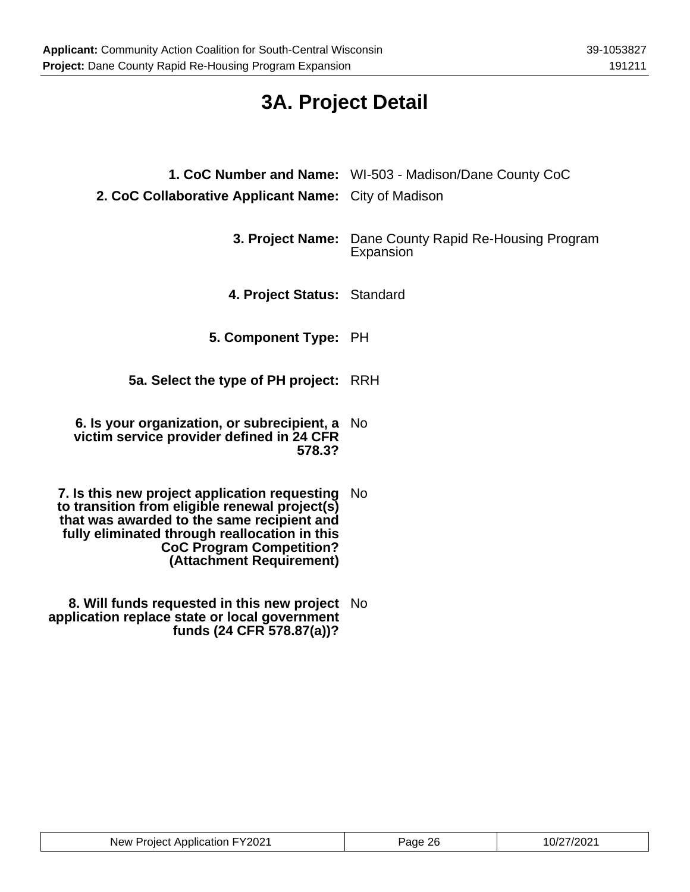# 3A. Project Detail

**1. CoC Number and Name:** WI-503 - Madison/Dane County CoC

**2. CoC Collaborative Applicant Name:** City of Madison

**3. Project Name:** Dane County Rapid Re-Housing Program Expansion

**4. Project Status:** Standard

**5. Component Type:** PH

**5a. Select the type of PH project:** RRH

**6. Is your organization, or subrecipient, a victim service provider defined in 24 CFR 578.3?** No

**7. Is this new project application requesting to transition from eligible renewal project(s) that was awarded to the same recipient and fully eliminated through reallocation in this CoC Program Competition? (Attachment Requirement)** No

**8. Will funds requested in this new project application replace state or local government funds (24 CFR 578.87(a))?** No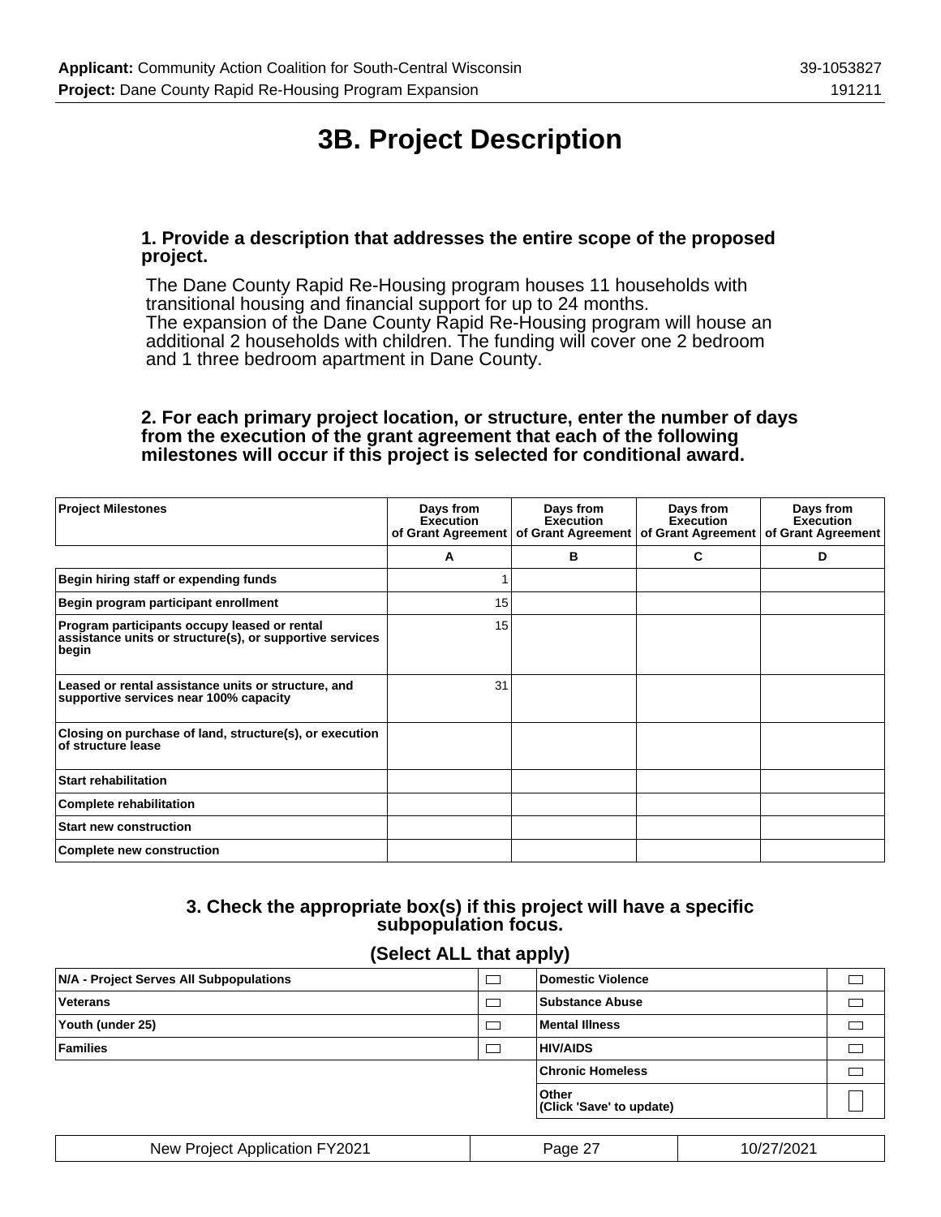# 3B. Project Description

### 1. Provide a description that addresses the entire scope of the proposed project.

The Dane County Rapid Re-Housing program houses 11 households with transitional housing and financial support for up to 24 months.
The expansion of the Dane County Rapid Re-Housing program will house an additional 2 households with children. The funding will cover one 2 bedroom and 1 three bedroom apartment in Dane County.

### 2. For each primary project location, or structure, enter the number of days from the execution of the grant agreement that each of the following milestones will occur if this project is selected for conditional award.

| Project Milestones | Days from Execution of Grant Agreement | Days from Execution of Grant Agreement | Days from Execution of Grant Agreement | Days from Execution of Grant Agreement |
|---|---|---|---|---|
| | A | B | C | D |
| Begin hiring staff or expending funds | 1 | | | |
| Begin program participant enrollment | 15 | | | |
| Program participants occupy leased or rental assistance units or structure(s), or supportive services begin | 15 | | | |
| Leased or rental assistance units or structure, and supportive services near 100% capacity | 31 | | | |
| Closing on purchase of land, structure(s), or execution of structure lease | | | | |
| Start rehabilitation | | | | |
| Complete rehabilitation | | | | |
| Start new construction | | | | |
| Complete new construction | | | | |

### 3. Check the appropriate box(s) if this project will have a specific subpopulation focus.

**(Select ALL that apply)**

| | | | |
|---|---|---|---|
| N/A - Project Serves All Subpopulations | ☐ | Domestic Violence | ☐ |
| Veterans | ☐ | Substance Abuse | ☐ |
| Youth (under 25) | ☐ | Mental Illness | ☐ |
| Families | ☐ | HIV/AIDS | ☐ |
| | | Chronic Homeless | ☐ |
| | | Other (Click 'Save' to update) | ☐ |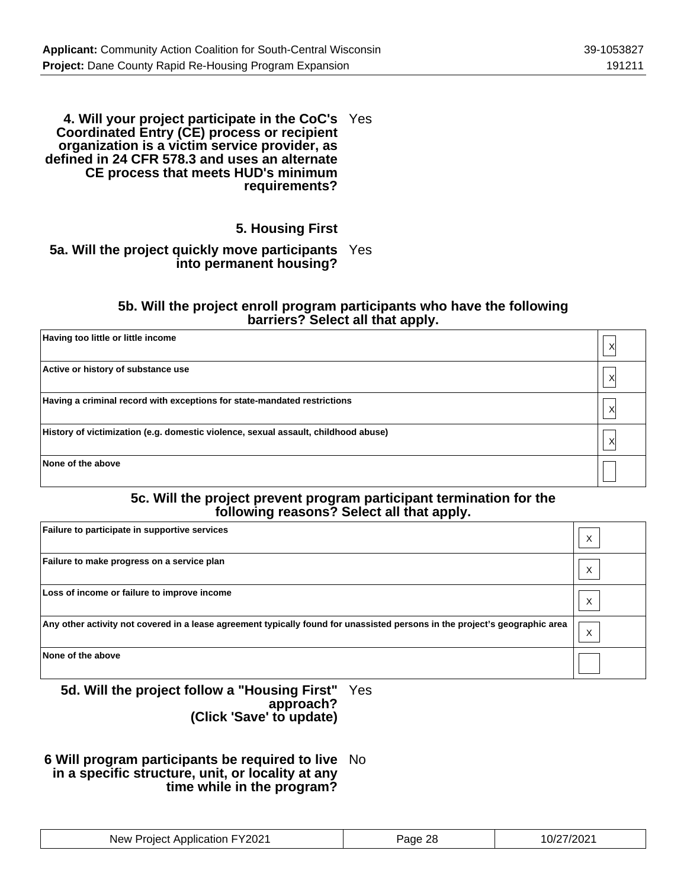**4. Will your project participate in the CoC's Coordinated Entry (CE) process or recipient organization is a victim service provider, as defined in 24 CFR 578.3 and uses an alternate CE process that meets HUD's minimum requirements?** Yes

**5. Housing First**

**5a. Will the project quickly move participants into permanent housing?** Yes

**5b. Will the project enroll program participants who have the following barriers? Select all that apply.**

| | |
|---|---|
| Having too little or little income | X |
| Active or history of substance use | X |
| Having a criminal record with exceptions for state-mandated restrictions | X |
| History of victimization (e.g. domestic violence, sexual assault, childhood abuse) | X |
| None of the above | |

**5c. Will the project prevent program participant termination for the following reasons? Select all that apply.**

| | |
|---|---|
| Failure to participate in supportive services | X |
| Failure to make progress on a service plan | X |
| Loss of income or failure to improve income | X |
| Any other activity not covered in a lease agreement typically found for unassisted persons in the project's geographic area | X |
| None of the above | |

**5d. Will the project follow a "Housing First" approach? (Click 'Save' to update)** Yes

**6 Will program participants be required to live in a specific structure, unit, or locality at any time while in the program?** No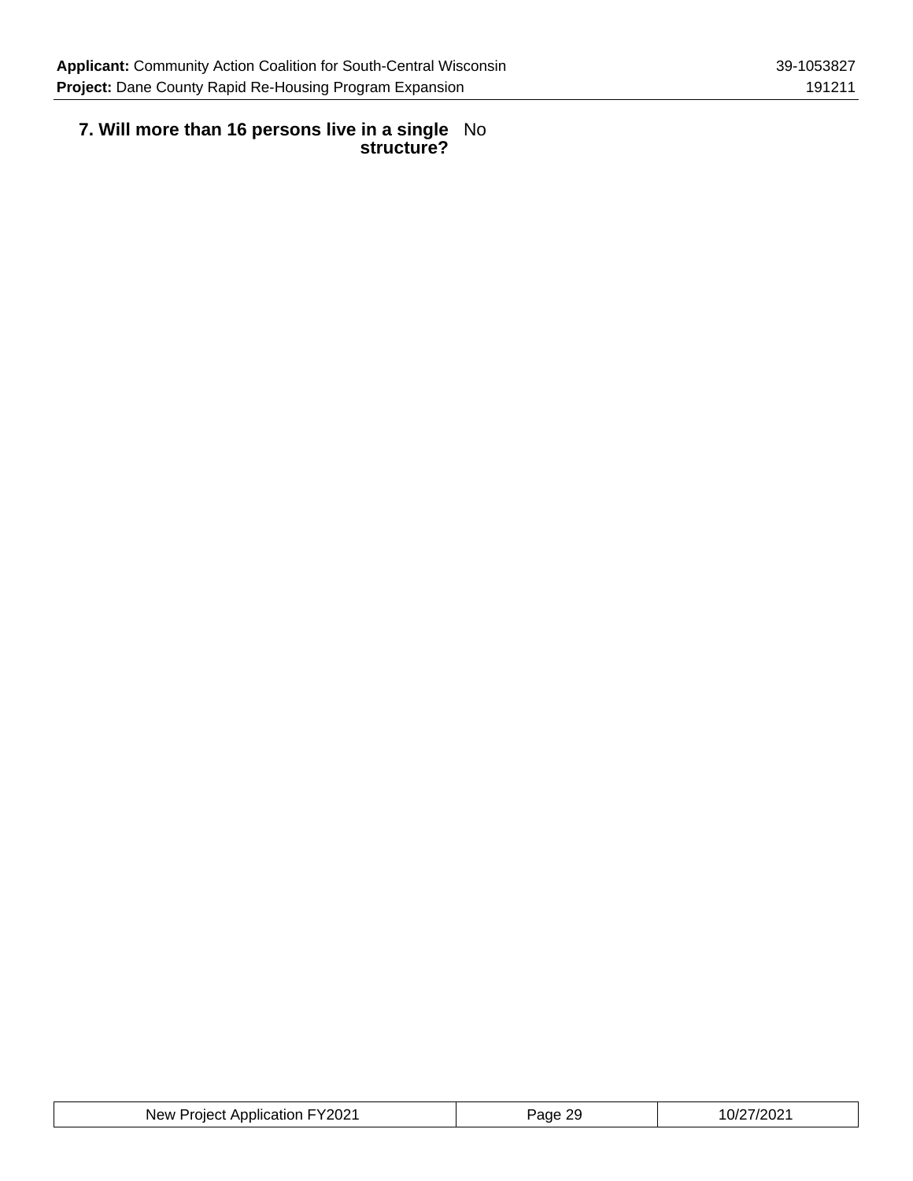**7. Will more than 16 persons live in a single structure?** No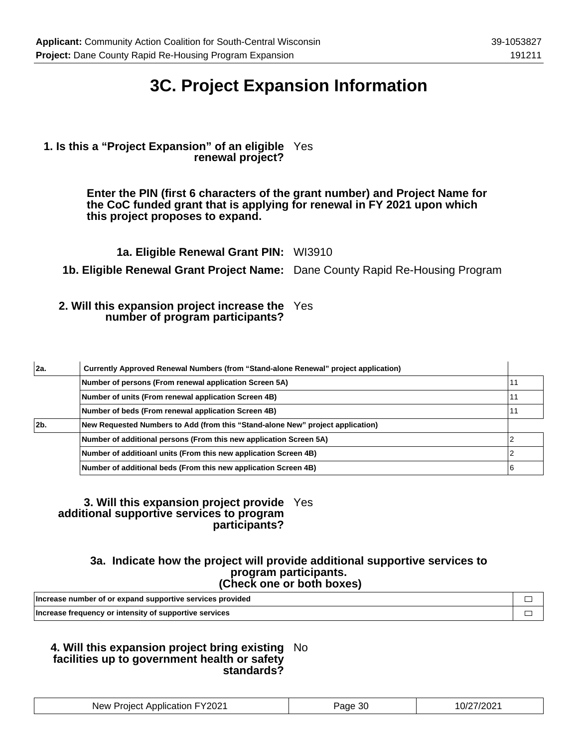# 3C. Project Expansion Information

**1. Is this a "Project Expansion" of an eligible renewal project?** Yes

**Enter the PIN (first 6 characters of the grant number) and Project Name for the CoC funded grant that is applying for renewal in FY 2021 upon which this project proposes to expand.**

**1a. Eligible Renewal Grant PIN:** WI3910

**1b. Eligible Renewal Grant Project Name:** Dane County Rapid Re-Housing Program

**2. Will this expansion project increase the number of program participants?** Yes

| 2a. | Currently Approved Renewal Numbers (from "Stand-alone Renewal" project application) | |
|---|---|---|
| | Number of persons (From renewal application Screen 5A) | 11 |
| | Number of units (From renewal application Screen 4B) | 11 |
| | Number of beds (From renewal application Screen 4B) | 11 |
| 2b. | New Requested Numbers to Add (from this "Stand-alone New" project application) | |
| | Number of additional persons (From this new application Screen 5A) | 2 |
| | Number of additioanl units (From this new application Screen 4B) | 2 |
| | Number of additional beds (From this new application Screen 4B) | 6 |

**3. Will this expansion project provide additional supportive services to program participants?** Yes

**3a. Indicate how the project will provide additional supportive services to program participants. (Check one or both boxes)**

| | |
|---|---|
| Increase number of or expand supportive services provided | ☐ |
| Increase frequency or intensity of supportive services | ☐ |

**4. Will this expansion project bring existing facilities up to government health or safety standards?** No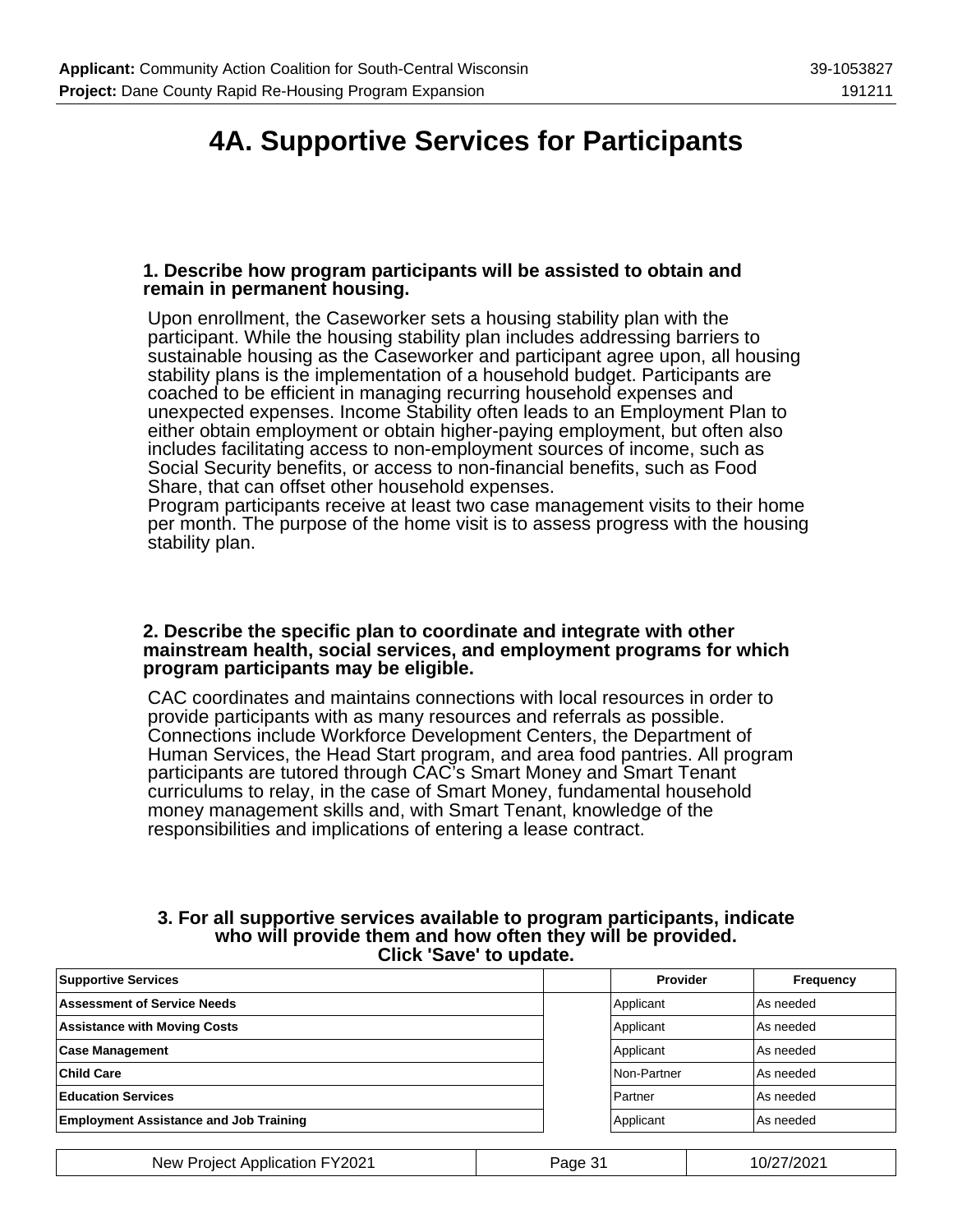# 4A. Supportive Services for Participants

**1. Describe how program participants will be assisted to obtain and remain in permanent housing.**

Upon enrollment, the Caseworker sets a housing stability plan with the participant. While the housing stability plan includes addressing barriers to sustainable housing as the Caseworker and participant agree upon, all housing stability plans is the implementation of a household budget. Participants are coached to be efficient in managing recurring household expenses and unexpected expenses. Income Stability often leads to an Employment Plan to either obtain employment or obtain higher-paying employment, but often also includes facilitating access to non-employment sources of income, such as Social Security benefits, or access to non-financial benefits, such as Food Share, that can offset other household expenses.
Program participants receive at least two case management visits to their home per month. The purpose of the home visit is to assess progress with the housing stability plan.

**2. Describe the specific plan to coordinate and integrate with other mainstream health, social services, and employment programs for which program participants may be eligible.**

CAC coordinates and maintains connections with local resources in order to provide participants with as many resources and referrals as possible. Connections include Workforce Development Centers, the Department of Human Services, the Head Start program, and area food pantries. All program participants are tutored through CAC's Smart Money and Smart Tenant curriculums to relay, in the case of Smart Money, fundamental household money management skills and, with Smart Tenant, knowledge of the responsibilities and implications of entering a lease contract.

**3. For all supportive services available to program participants, indicate who will provide them and how often they will be provided. Click 'Save' to update.**

| Supportive Services | | Provider | Frequency |
|---|---|---|---|
| Assessment of Service Needs | | Applicant | As needed |
| Assistance with Moving Costs | | Applicant | As needed |
| Case Management | | Applicant | As needed |
| Child Care | | Non-Partner | As needed |
| Education Services | | Partner | As needed |
| Employment Assistance and Job Training | | Applicant | As needed |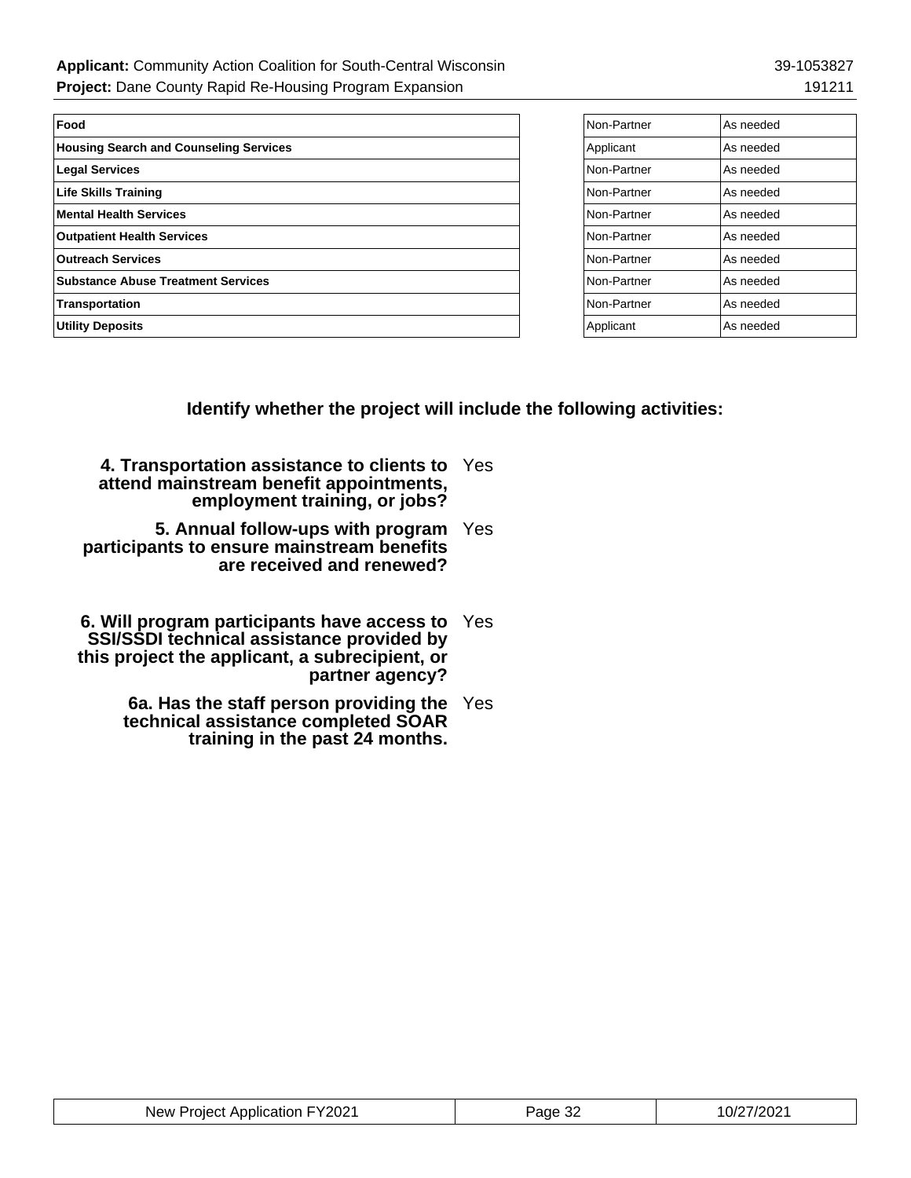| | | |
|---|---|---|
| **Food** | Non-Partner | As needed |
| **Housing Search and Counseling Services** | Applicant | As needed |
| **Legal Services** | Non-Partner | As needed |
| **Life Skills Training** | Non-Partner | As needed |
| **Mental Health Services** | Non-Partner | As needed |
| **Outpatient Health Services** | Non-Partner | As needed |
| **Outreach Services** | Non-Partner | As needed |
| **Substance Abuse Treatment Services** | Non-Partner | As needed |
| **Transportation** | Non-Partner | As needed |
| **Utility Deposits** | Applicant | As needed |

## Identify whether the project will include the following activities:

**4. Transportation assistance to clients to attend mainstream benefit appointments, employment training, or jobs?** Yes

**5. Annual follow-ups with program participants to ensure mainstream benefits are received and renewed?** Yes

**6. Will program participants have access to SSI/SSDI technical assistance provided by this project the applicant, a subrecipient, or partner agency?** Yes

**6a. Has the staff person providing the technical assistance completed SOAR training in the past 24 months.** Yes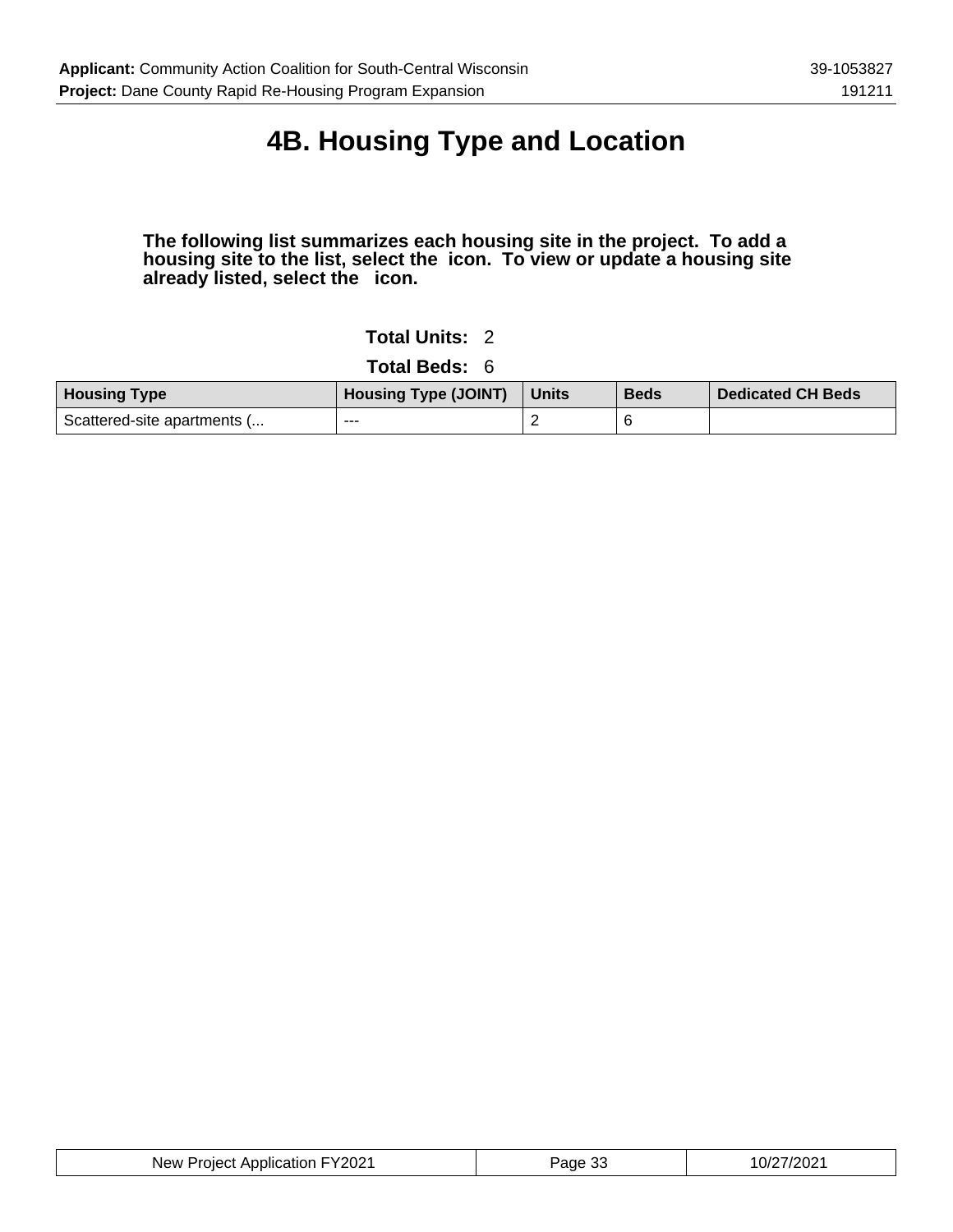# 4B. Housing Type and Location

**The following list summarizes each housing site in the project. To add a housing site to the list, select the icon. To view or update a housing site already listed, select the icon.**

**Total Units:** 2

**Total Beds:** 6

| Housing Type | Housing Type (JOINT) | Units | Beds | Dedicated CH Beds |
|---|---|---|---|---|
| Scattered-site apartments (... | --- | 2 | 6 | |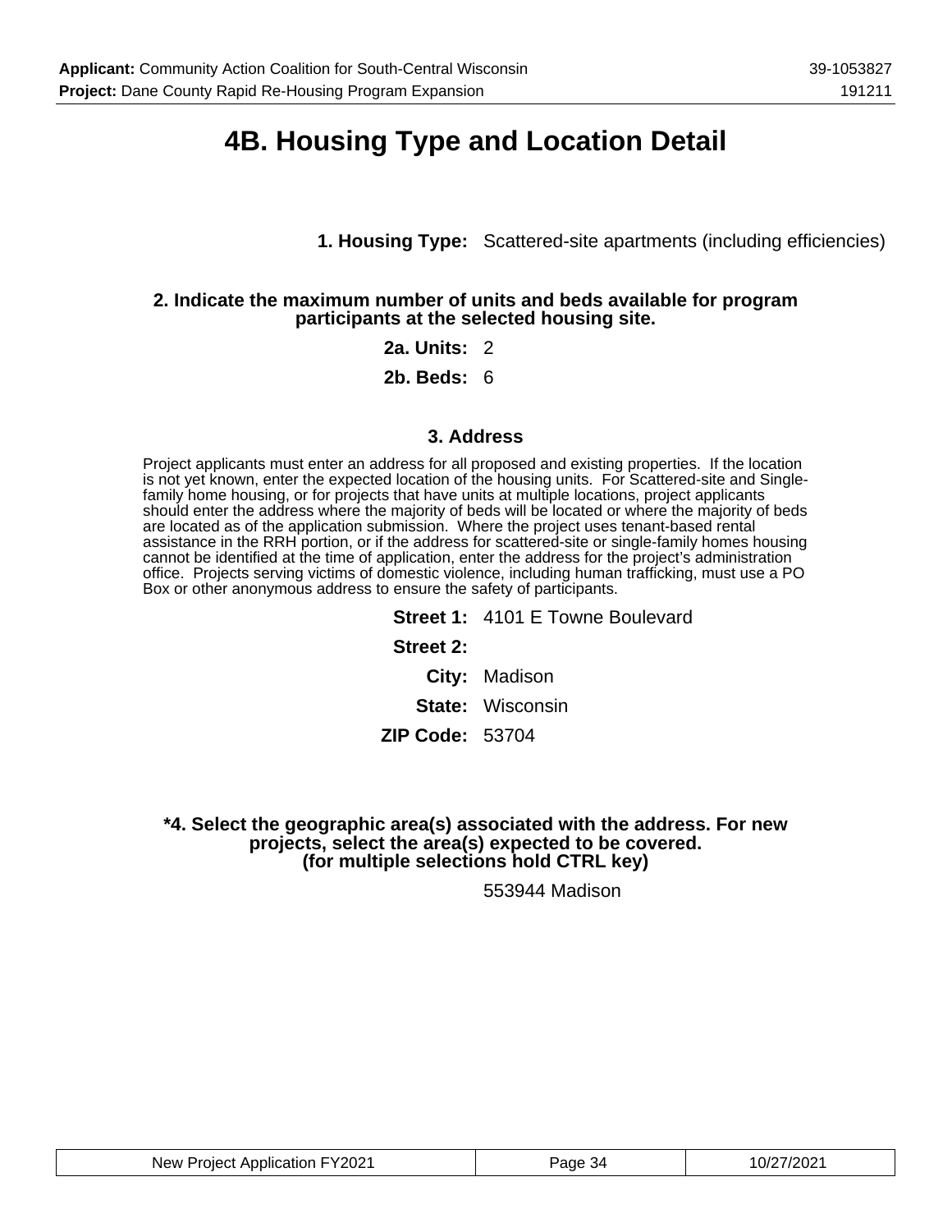# 4B. Housing Type and Location Detail

**1. Housing Type:** Scattered-site apartments (including efficiencies)

**2. Indicate the maximum number of units and beds available for program participants at the selected housing site.**

**2a. Units:** 2

**2b. Beds:** 6

### 3. Address

Project applicants must enter an address for all proposed and existing properties. If the location is not yet known, enter the expected location of the housing units. For Scattered-site and Single-family home housing, or for projects that have units at multiple locations, project applicants should enter the address where the majority of beds will be located or where the majority of beds are located as of the application submission. Where the project uses tenant-based rental assistance in the RRH portion, or if the address for scattered-site or single-family homes housing cannot be identified at the time of application, enter the address for the project's administration office. Projects serving victims of domestic violence, including human trafficking, must use a PO Box or other anonymous address to ensure the safety of participants.

**Street 1:** 4101 E Towne Boulevard

**Street 2:**

**City:** Madison

**State:** Wisconsin

**ZIP Code:** 53704

**\*4. Select the geographic area(s) associated with the address. For new projects, select the area(s) expected to be covered. (for multiple selections hold CTRL key)**

553944 Madison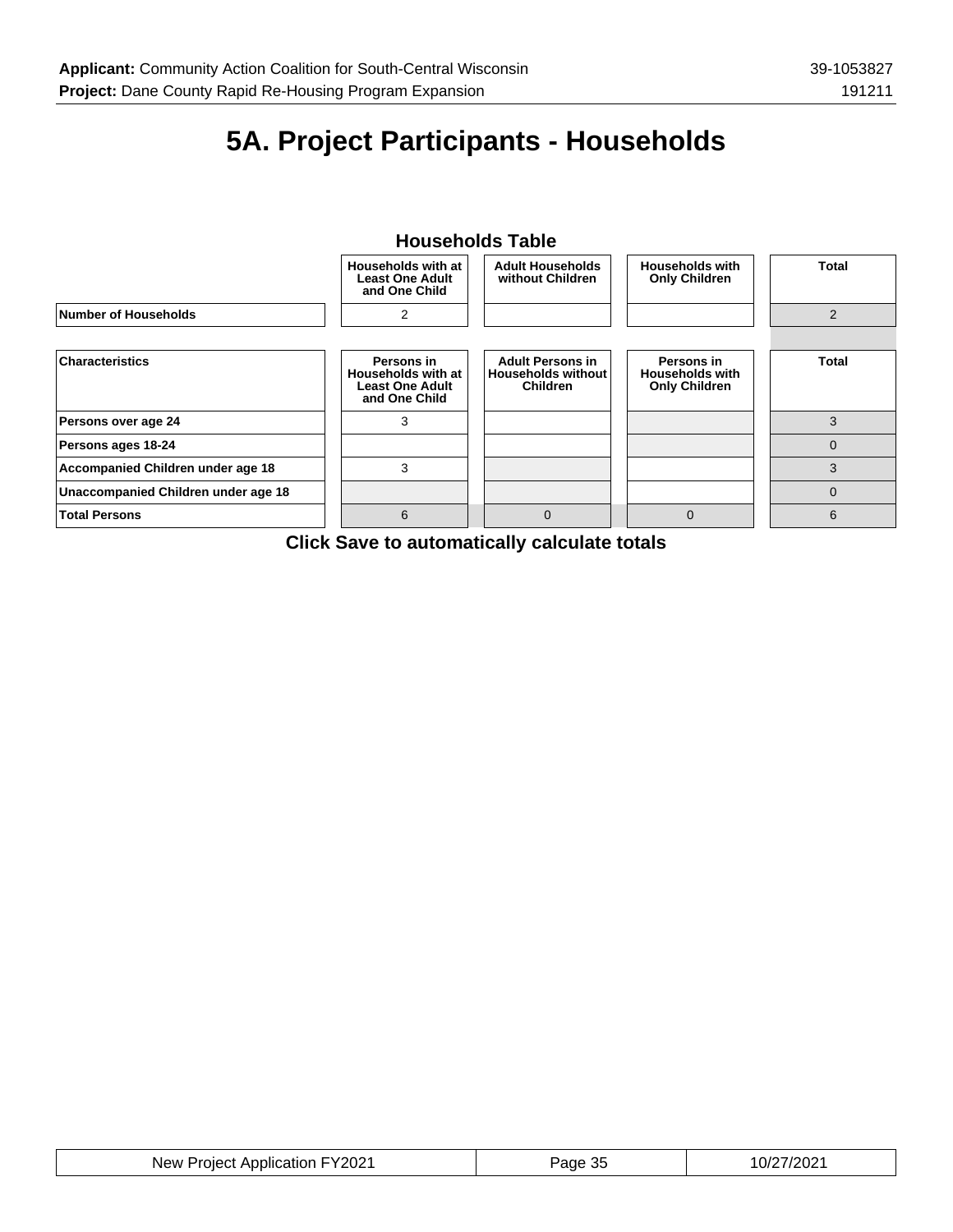# 5A. Project Participants - Households

### Households Table

| | Households with at Least One Adult and One Child | Adult Households without Children | Households with Only Children | Total |
|---|---|---|---|---|
| **Number of Households** | 2 | | | 2 |

| Characteristics | Persons in Households with at Least One Adult and One Child | Adult Persons in Households without Children | Persons in Households with Only Children | Total |
|---|---|---|---|---|
| **Persons over age 24** | 3 | | | 3 |
| **Persons ages 18-24** | | | | 0 |
| **Accompanied Children under age 18** | 3 | | | 3 |
| **Unaccompanied Children under age 18** | | | | 0 |
| **Total Persons** | 6 | 0 | 0 | 6 |

**Click Save to automatically calculate totals**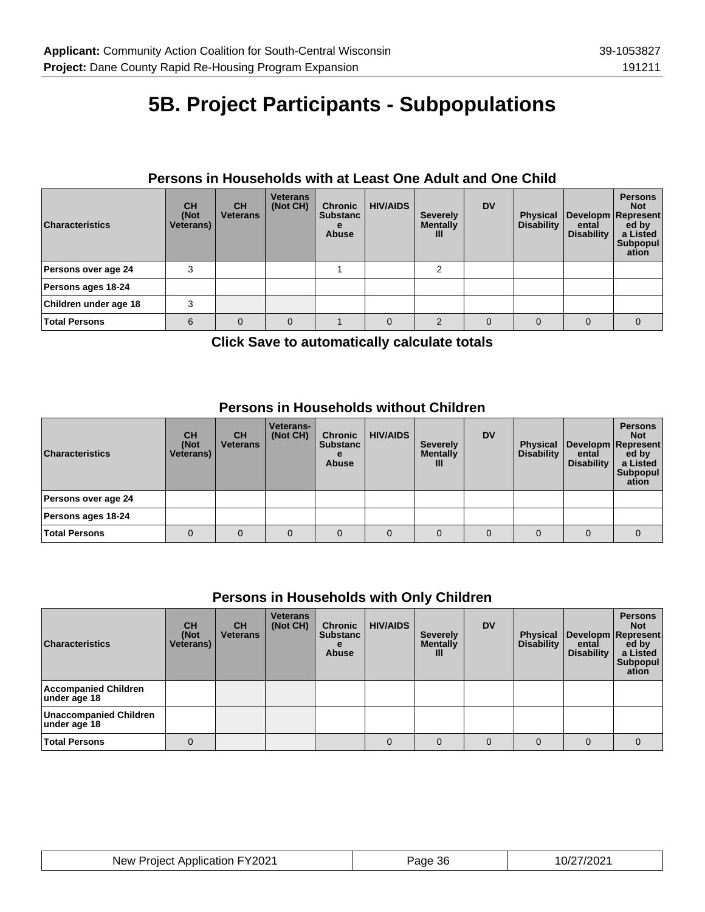# 5B. Project Participants - Subpopulations

## Persons in Households with at Least One Adult and One Child

| Characteristics | CH (Not Veterans) | CH Veterans | Veterans (Not CH) | Chronic Substance Abuse | HIV/AIDS | Severely Mentally Ill | DV | Physical Disability | Developmental Disability | Persons Not Represented by a Listed Subpopulation |
|---|---|---|---|---|---|---|---|---|---|---|
| Persons over age 24 | 3 | | | 1 | | 2 | | | | |
| Persons ages 18-24 | | | | | | | | | | |
| Children under age 18 | 3 | | | | | | | | | |
| Total Persons | 6 | 0 | 0 | 1 | 0 | 2 | 0 | 0 | 0 | 0 |

**Click Save to automatically calculate totals**

## Persons in Households without Children

| Characteristics | CH (Not Veterans) | CH Veterans | Veterans- (Not CH) | Chronic Substance Abuse | HIV/AIDS | Severely Mentally Ill | DV | Physical Disability | Developmental Disability | Persons Not Represented by a Listed Subpopulation |
|---|---|---|---|---|---|---|---|---|---|---|
| Persons over age 24 | | | | | | | | | | |
| Persons ages 18-24 | | | | | | | | | | |
| Total Persons | 0 | 0 | 0 | 0 | 0 | 0 | 0 | 0 | 0 | 0 |

## Persons in Households with Only Children

| Characteristics | CH (Not Veterans) | CH Veterans | Veterans (Not CH) | Chronic Substance Abuse | HIV/AIDS | Severely Mentally Ill | DV | Physical Disability | Developmental Disability | Persons Not Represented by a Listed Subpopulation |
|---|---|---|---|---|---|---|---|---|---|---|
| Accompanied Children under age 18 | | | | | | | | | | |
| Unaccompanied Children under age 18 | | | | | | | | | | |
| Total Persons | 0 | | | | 0 | 0 | 0 | 0 | 0 | 0 |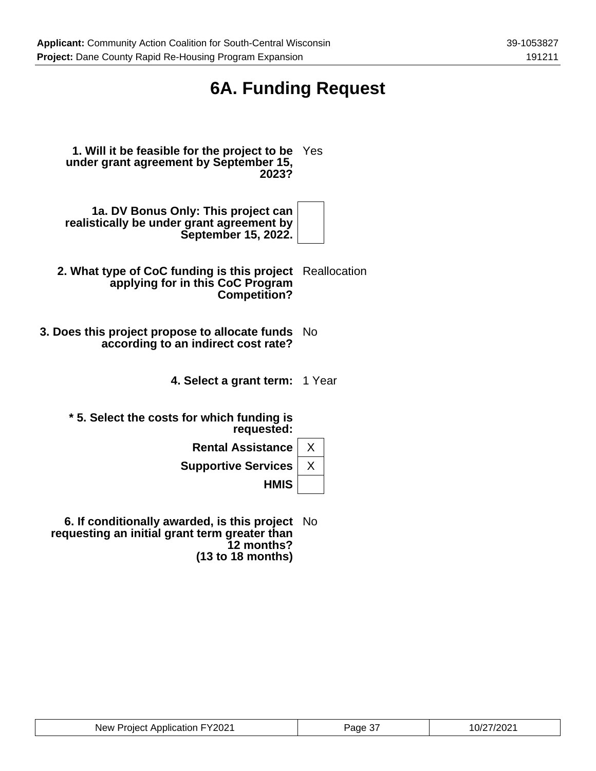# 6A. Funding Request

| | |
|---|---|
| **1. Will it be feasible for the project to be under grant agreement by September 15, 2023?** | Yes |
| **1a. DV Bonus Only: This project can realistically be under grant agreement by September 15, 2022.** | |
| **2. What type of CoC funding is this project applying for in this CoC Program Competition?** | Reallocation |
| **3. Does this project propose to allocate funds according to an indirect cost rate?** | No |
| **4. Select a grant term:** | 1 Year |
| **\* 5. Select the costs for which funding is requested:** | |
| **Rental Assistance** | X |
| **Supportive Services** | X |
| **HMIS** | |
| **6. If conditionally awarded, is this project requesting an initial grant term greater than 12 months? (13 to 18 months)** | No |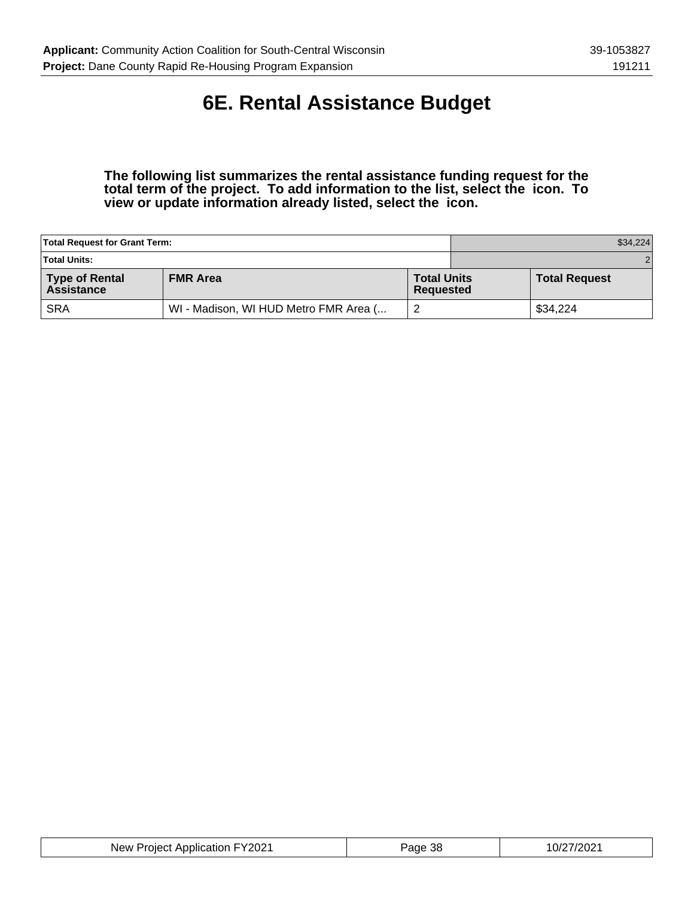# 6E. Rental Assistance Budget

**The following list summarizes the rental assistance funding request for the total term of the project. To add information to the list, select the icon. To view or update information already listed, select the icon.**

| Total Request for Grant Term: | | | $34,224 |
|---|---|---|---|
| **Total Units:** | | | 2 |
| **Type of Rental Assistance** | **FMR Area** | **Total Units Requested** | **Total Request** |
| SRA | WI - Madison, WI HUD Metro FMR Area (... | 2 | $34,224 |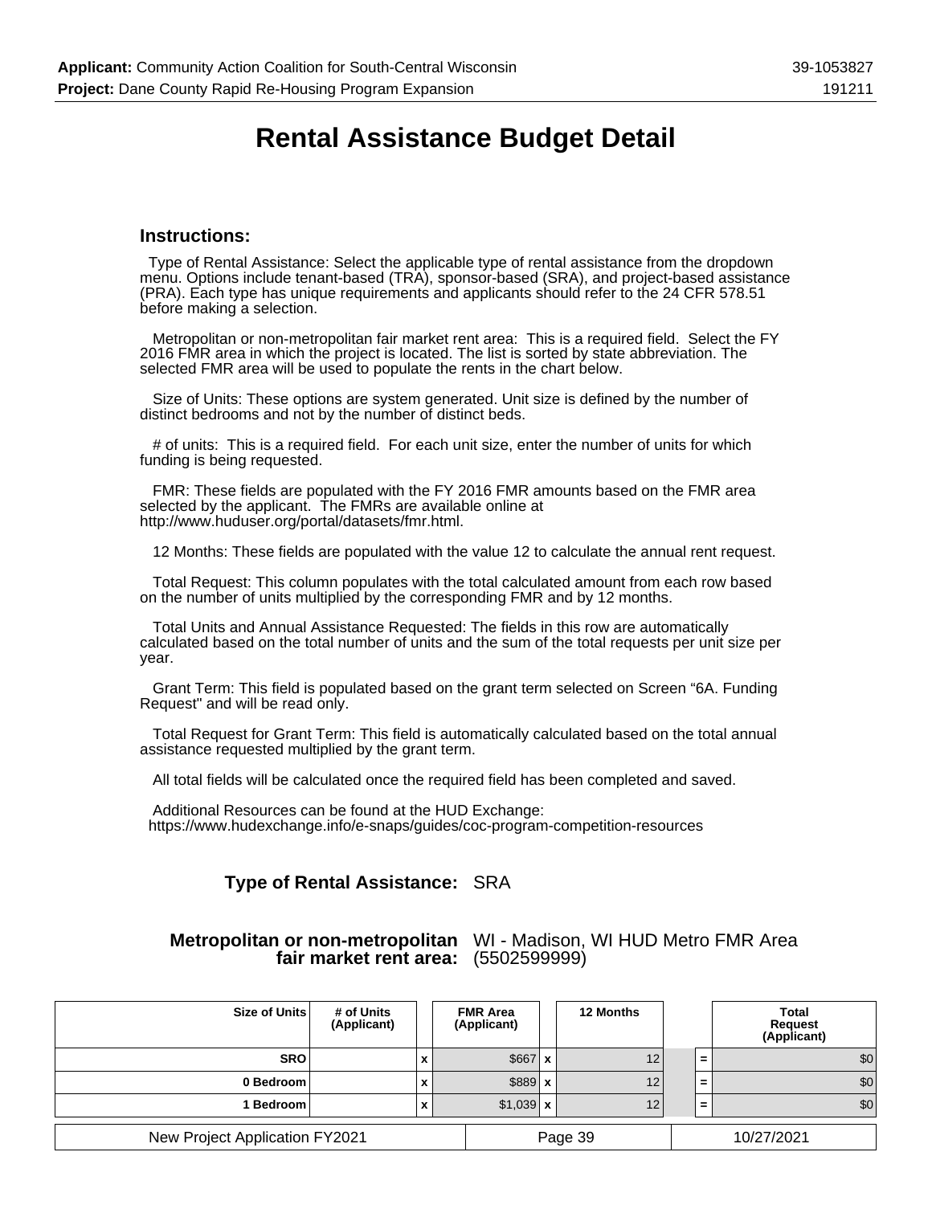# Rental Assistance Budget Detail

### Instructions:

Type of Rental Assistance: Select the applicable type of rental assistance from the dropdown menu. Options include tenant-based (TRA), sponsor-based (SRA), and project-based assistance (PRA). Each type has unique requirements and applicants should refer to the 24 CFR 578.51 before making a selection.

Metropolitan or non-metropolitan fair market rent area: This is a required field. Select the FY 2016 FMR area in which the project is located. The list is sorted by state abbreviation. The selected FMR area will be used to populate the rents in the chart below.

Size of Units: These options are system generated. Unit size is defined by the number of distinct bedrooms and not by the number of distinct beds.

# of units: This is a required field. For each unit size, enter the number of units for which funding is being requested.

FMR: These fields are populated with the FY 2016 FMR amounts based on the FMR area selected by the applicant. The FMRs are available online at http://www.huduser.org/portal/datasets/fmr.html.

12 Months: These fields are populated with the value 12 to calculate the annual rent request.

Total Request: This column populates with the total calculated amount from each row based on the number of units multiplied by the corresponding FMR and by 12 months.

Total Units and Annual Assistance Requested: The fields in this row are automatically calculated based on the total number of units and the sum of the total requests per unit size per year.

Grant Term: This field is populated based on the grant term selected on Screen "6A. Funding Request" and will be read only.

Total Request for Grant Term: This field is automatically calculated based on the total annual assistance requested multiplied by the grant term.

All total fields will be calculated once the required field has been completed and saved.

Additional Resources can be found at the HUD Exchange: https://www.hudexchange.info/e-snaps/guides/coc-program-competition-resources

**Type of Rental Assistance:** SRA

**Metropolitan or non-metropolitan fair market rent area:** WI - Madison, WI HUD Metro FMR Area (5502599999)

| Size of Units | # of Units (Applicant) | | FMR Area (Applicant) | | 12 Months | | Total Request (Applicant) |
|---|---|---|---|---|---|---|---|
| SRO | | x | $667 | x | 12 | = | $0 |
| 0 Bedroom | | x | $889 | x | 12 | = | $0 |
| 1 Bedroom | | x | $1,039 | x | 12 | = | $0 |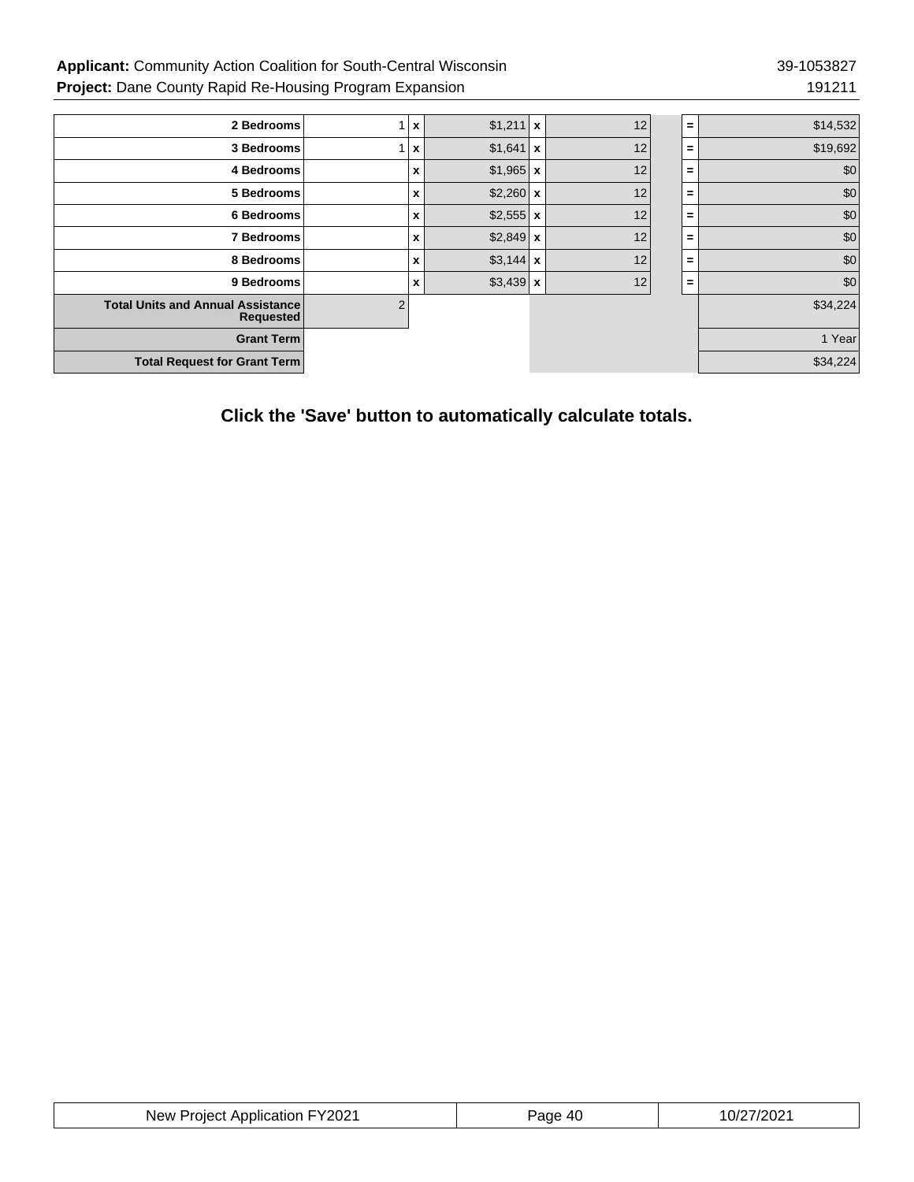| | | | | | | | |
|---|---|---|---|---|---|---|---|
| **2 Bedrooms** | 1 | x | $1,211 | x | 12 | = | $14,532 |
| **3 Bedrooms** | 1 | x | $1,641 | x | 12 | = | $19,692 |
| **4 Bedrooms** | | x | $1,965 | x | 12 | = | $0 |
| **5 Bedrooms** | | x | $2,260 | x | 12 | = | $0 |
| **6 Bedrooms** | | x | $2,555 | x | 12 | = | $0 |
| **7 Bedrooms** | | x | $2,849 | x | 12 | = | $0 |
| **8 Bedrooms** | | x | $3,144 | x | 12 | = | $0 |
| **9 Bedrooms** | | x | $3,439 | x | 12 | = | $0 |
| **Total Units and Annual Assistance Requested** | 2 | | | | | | $34,224 |
| **Grant Term** | | | | | | | 1 Year |
| **Total Request for Grant Term** | | | | | | | $34,224 |

**Click the 'Save' button to automatically calculate totals.**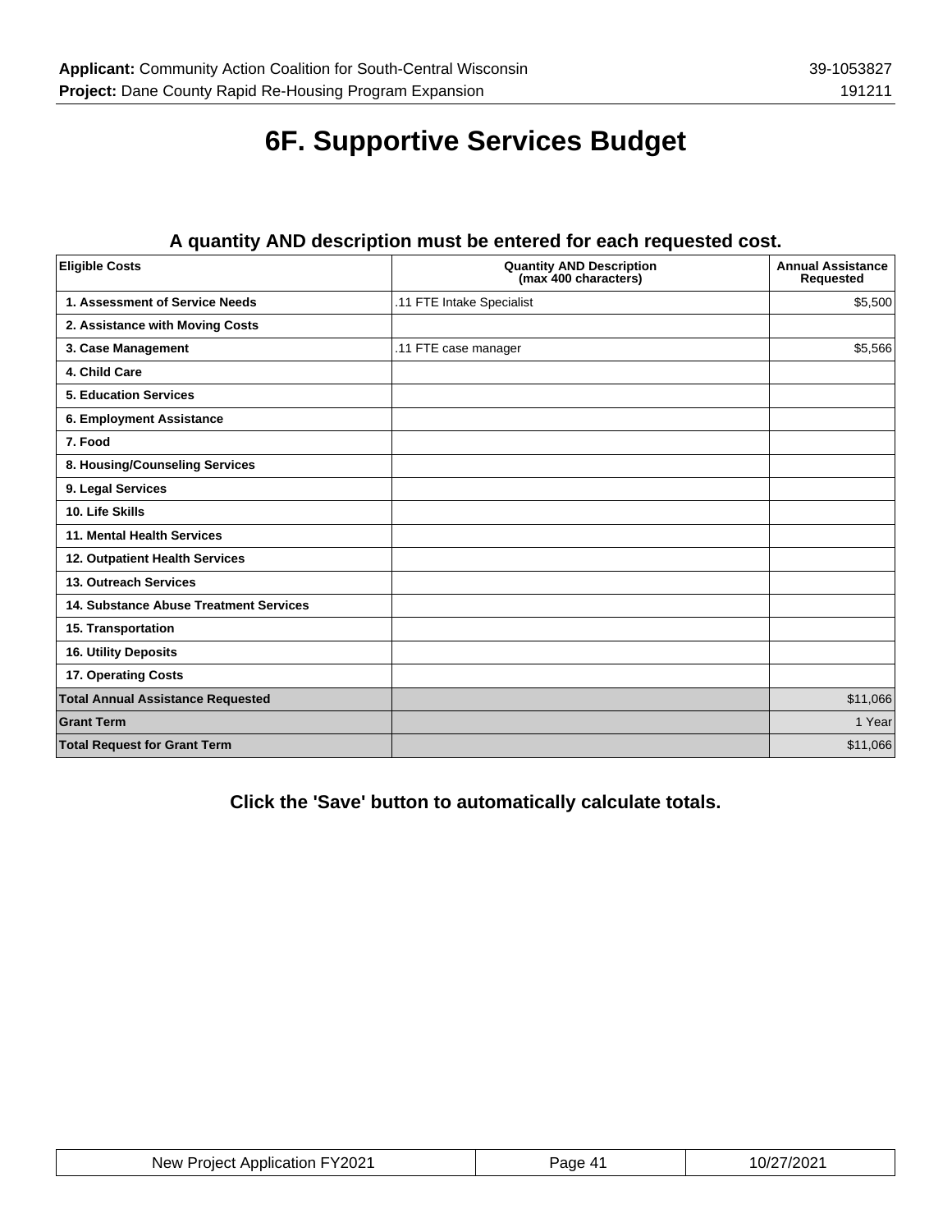# 6F. Supportive Services Budget

### A quantity AND description must be entered for each requested cost.

| Eligible Costs | Quantity AND Description (max 400 characters) | Annual Assistance Requested |
|---|---|---|
| 1. Assessment of Service Needs | .11 FTE Intake Specialist | $5,500 |
| 2. Assistance with Moving Costs | | |
| 3. Case Management | .11 FTE case manager | $5,566 |
| 4. Child Care | | |
| 5. Education Services | | |
| 6. Employment Assistance | | |
| 7. Food | | |
| 8. Housing/Counseling Services | | |
| 9. Legal Services | | |
| 10. Life Skills | | |
| 11. Mental Health Services | | |
| 12. Outpatient Health Services | | |
| 13. Outreach Services | | |
| 14. Substance Abuse Treatment Services | | |
| 15. Transportation | | |
| 16. Utility Deposits | | |
| 17. Operating Costs | | |
| **Total Annual Assistance Requested** | | $11,066 |
| **Grant Term** | | 1 Year |
| **Total Request for Grant Term** | | $11,066 |

**Click the 'Save' button to automatically calculate totals.**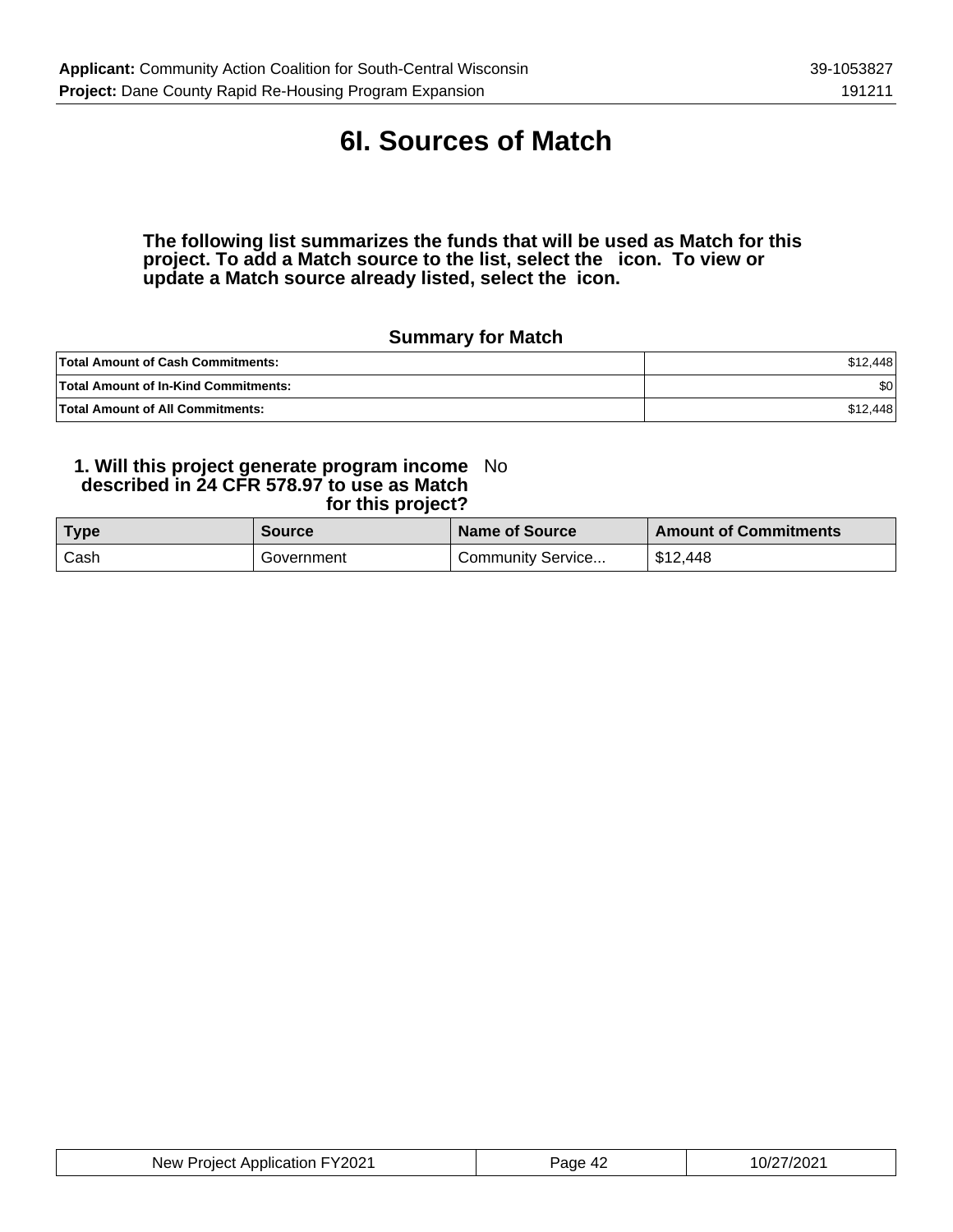# 6I. Sources of Match

**The following list summarizes the funds that will be used as Match for this project. To add a Match source to the list, select the icon. To view or update a Match source already listed, select the icon.**

### Summary for Match

| | |
|---|---|
| **Total Amount of Cash Commitments:** | $12,448 |
| **Total Amount of In-Kind Commitments:** | $0 |
| **Total Amount of All Commitments:** | $12,448 |

**1. Will this project generate program income described in 24 CFR 578.97 to use as Match for this project?** No

| Type | Source | Name of Source | Amount of Commitments |
|---|---|---|---|
| Cash | Government | Community Service... | $12,448 |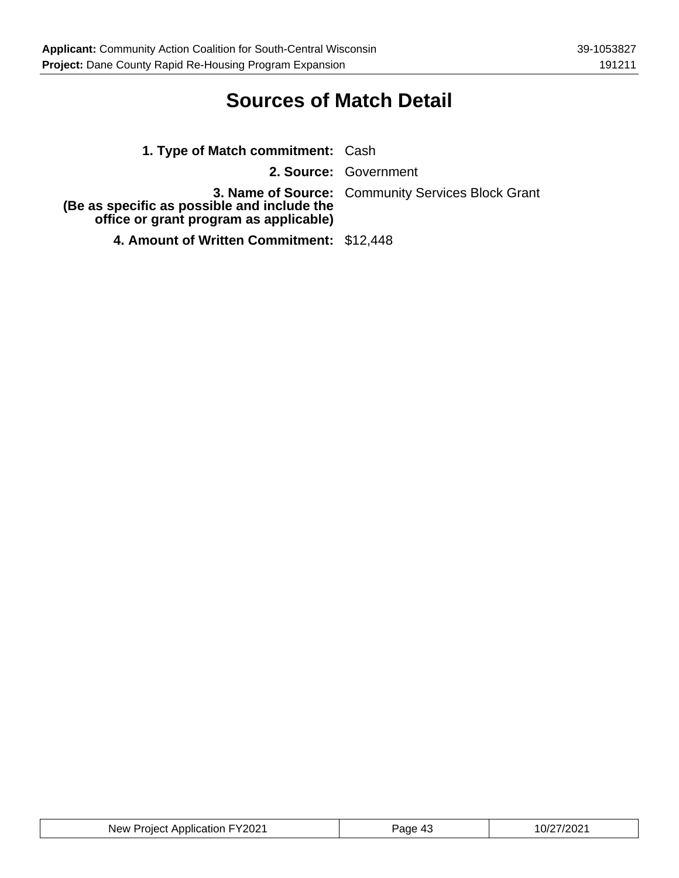# Sources of Match Detail

**1. Type of Match commitment:** Cash

**2. Source:** Government

**3. Name of Source:**
**(Be as specific as possible and include the office or grant program as applicable)** Community Services Block Grant

**4. Amount of Written Commitment:** $12,448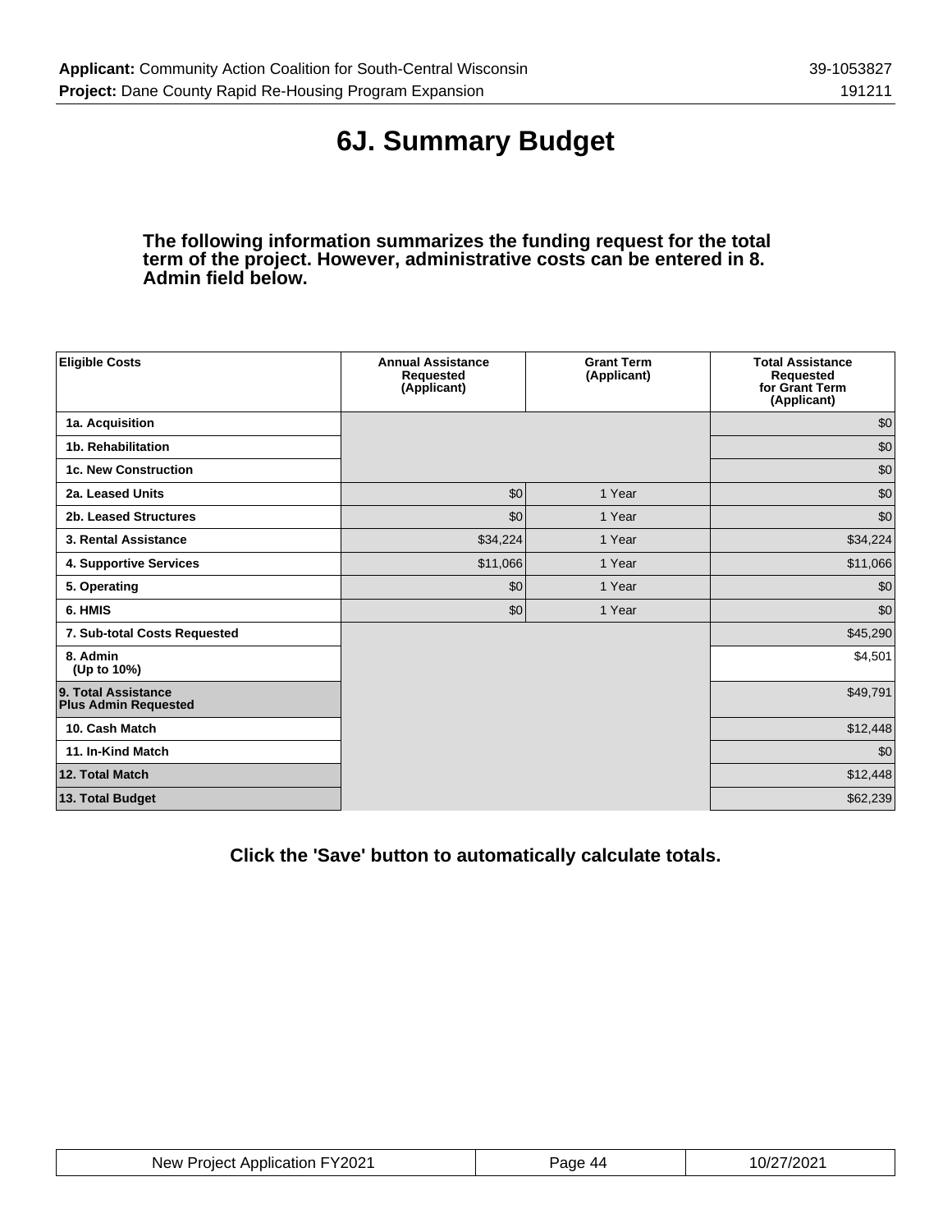# 6J. Summary Budget

**The following information summarizes the funding request for the total term of the project. However, administrative costs can be entered in 8. Admin field below.**

| Eligible Costs | Annual Assistance Requested (Applicant) | Grant Term (Applicant) | Total Assistance Requested for Grant Term (Applicant) |
|---|---|---|---|
| 1a. Acquisition | | | $0 |
| 1b. Rehabilitation | | | $0 |
| 1c. New Construction | | | $0 |
| 2a. Leased Units | $0 | 1 Year | $0 |
| 2b. Leased Structures | $0 | 1 Year | $0 |
| 3. Rental Assistance | $34,224 | 1 Year | $34,224 |
| 4. Supportive Services | $11,066 | 1 Year | $11,066 |
| 5. Operating | $0 | 1 Year | $0 |
| 6. HMIS | $0 | 1 Year | $0 |
| 7. Sub-total Costs Requested | | | $45,290 |
| 8. Admin (Up to 10%) | | | $4,501 |
| 9. Total Assistance Plus Admin Requested | | | $49,791 |
| 10. Cash Match | | | $12,448 |
| 11. In-Kind Match | | | $0 |
| 12. Total Match | | | $12,448 |
| 13. Total Budget | | | $62,239 |

**Click the 'Save' button to automatically calculate totals.**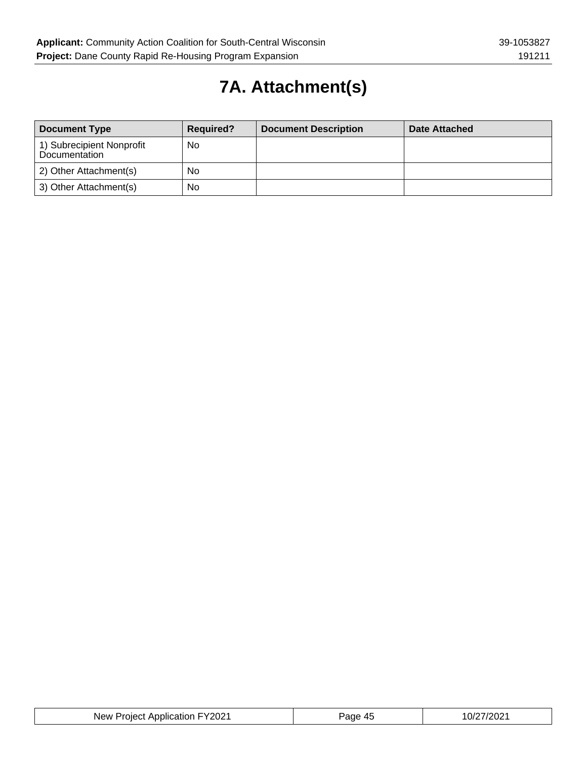# 7A. Attachment(s)

| Document Type | Required? | Document Description | Date Attached |
|---|---|---|---|
| 1) Subrecipient Nonprofit Documentation | No | | |
| 2) Other Attachment(s) | No | | |
| 3) Other Attachment(s) | No | | |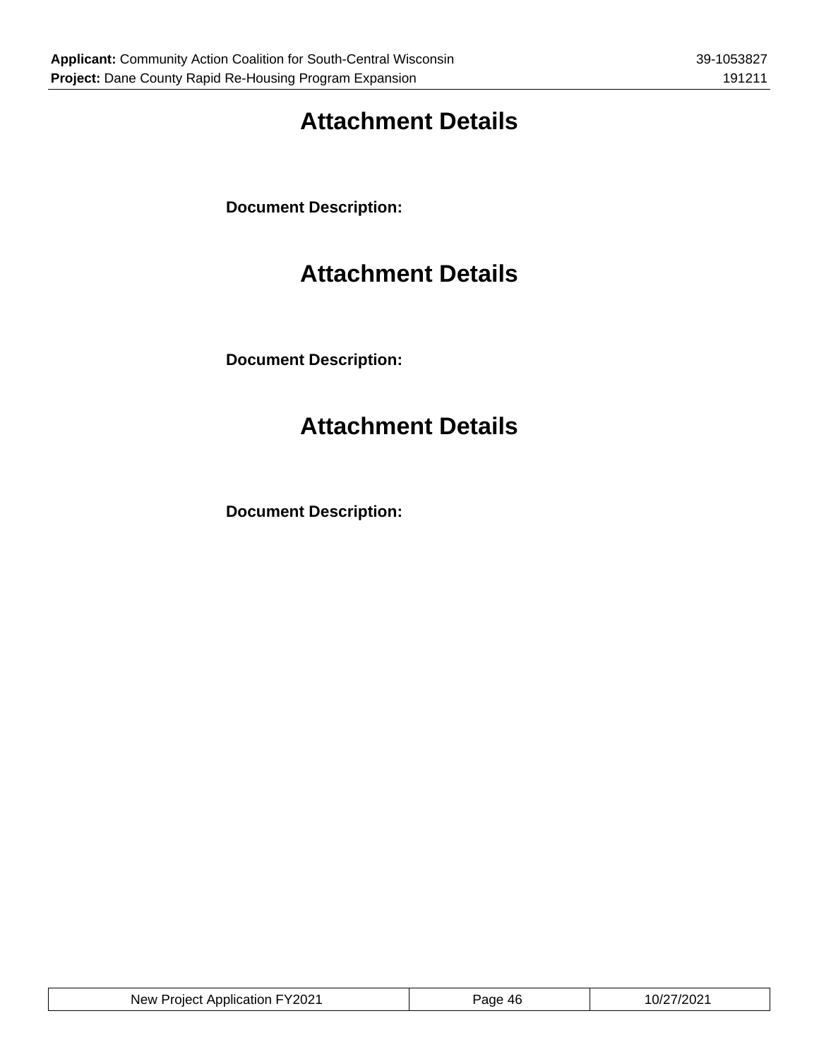# Attachment Details

**Document Description:**

# Attachment Details

**Document Description:**

# Attachment Details

**Document Description:**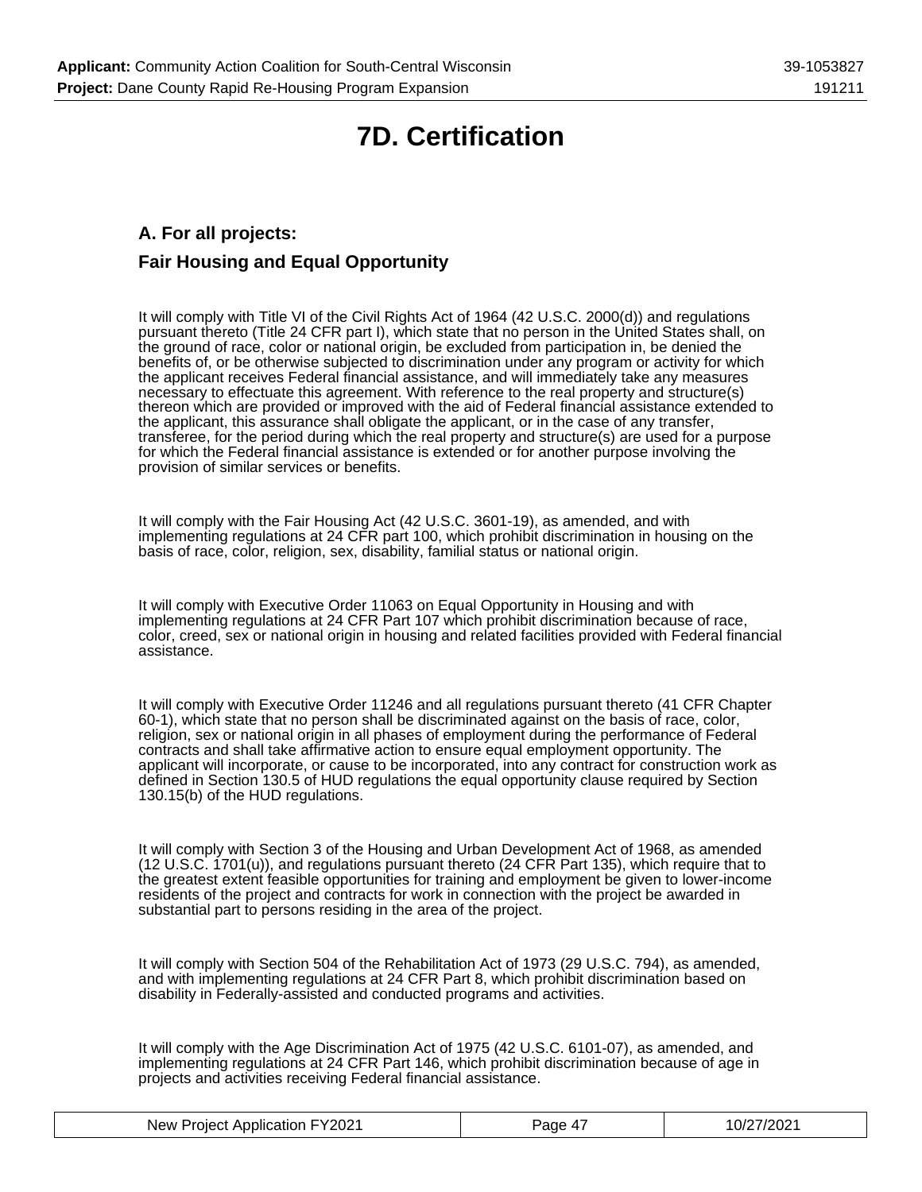# 7D. Certification

## A. For all projects:

## Fair Housing and Equal Opportunity

It will comply with Title VI of the Civil Rights Act of 1964 (42 U.S.C. 2000(d)) and regulations pursuant thereto (Title 24 CFR part I), which state that no person in the United States shall, on the ground of race, color or national origin, be excluded from participation in, be denied the benefits of, or be otherwise subjected to discrimination under any program or activity for which the applicant receives Federal financial assistance, and will immediately take any measures necessary to effectuate this agreement. With reference to the real property and structure(s) thereon which are provided or improved with the aid of Federal financial assistance extended to the applicant, this assurance shall obligate the applicant, or in the case of any transfer, transferee, for the period during which the real property and structure(s) are used for a purpose for which the Federal financial assistance is extended or for another purpose involving the provision of similar services or benefits.

It will comply with the Fair Housing Act (42 U.S.C. 3601-19), as amended, and with implementing regulations at 24 CFR part 100, which prohibit discrimination in housing on the basis of race, color, religion, sex, disability, familial status or national origin.

It will comply with Executive Order 11063 on Equal Opportunity in Housing and with implementing regulations at 24 CFR Part 107 which prohibit discrimination because of race, color, creed, sex or national origin in housing and related facilities provided with Federal financial assistance.

It will comply with Executive Order 11246 and all regulations pursuant thereto (41 CFR Chapter 60-1), which state that no person shall be discriminated against on the basis of race, color, religion, sex or national origin in all phases of employment during the performance of Federal contracts and shall take affirmative action to ensure equal employment opportunity. The applicant will incorporate, or cause to be incorporated, into any contract for construction work as defined in Section 130.5 of HUD regulations the equal opportunity clause required by Section 130.15(b) of the HUD regulations.

It will comply with Section 3 of the Housing and Urban Development Act of 1968, as amended (12 U.S.C. 1701(u)), and regulations pursuant thereto (24 CFR Part 135), which require that to the greatest extent feasible opportunities for training and employment be given to lower-income residents of the project and contracts for work in connection with the project be awarded in substantial part to persons residing in the area of the project.

It will comply with Section 504 of the Rehabilitation Act of 1973 (29 U.S.C. 794), as amended, and with implementing regulations at 24 CFR Part 8, which prohibit discrimination based on disability in Federally-assisted and conducted programs and activities.

It will comply with the Age Discrimination Act of 1975 (42 U.S.C. 6101-07), as amended, and implementing regulations at 24 CFR Part 146, which prohibit discrimination because of age in projects and activities receiving Federal financial assistance.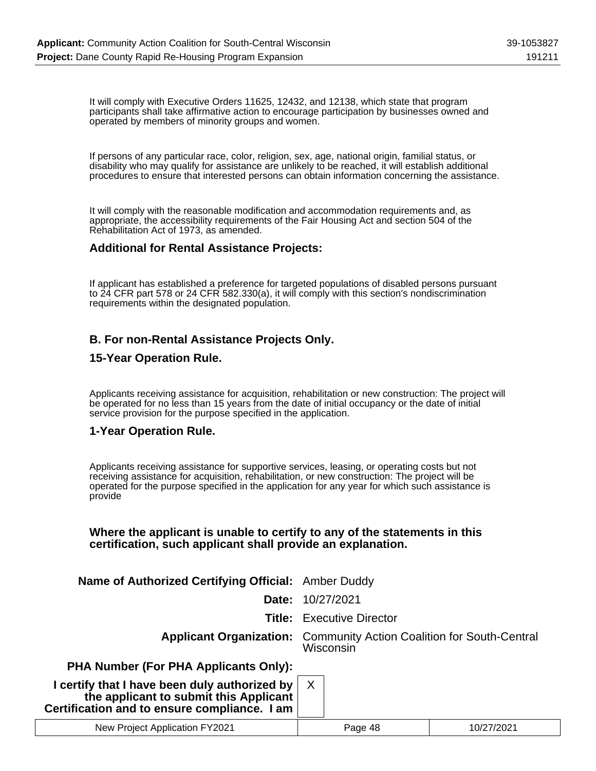It will comply with Executive Orders 11625, 12432, and 12138, which state that program participants shall take affirmative action to encourage participation by businesses owned and operated by members of minority groups and women.

If persons of any particular race, color, religion, sex, age, national origin, familial status, or disability who may qualify for assistance are unlikely to be reached, it will establish additional procedures to ensure that interested persons can obtain information concerning the assistance.

It will comply with the reasonable modification and accommodation requirements and, as appropriate, the accessibility requirements of the Fair Housing Act and section 504 of the Rehabilitation Act of 1973, as amended.

### Additional for Rental Assistance Projects:

If applicant has established a preference for targeted populations of disabled persons pursuant to 24 CFR part 578 or 24 CFR 582.330(a), it will comply with this section's nondiscrimination requirements within the designated population.

### B. For non-Rental Assistance Projects Only.

### 15-Year Operation Rule.

Applicants receiving assistance for acquisition, rehabilitation or new construction: The project will be operated for no less than 15 years from the date of initial occupancy or the date of initial service provision for the purpose specified in the application.

### 1-Year Operation Rule.

Applicants receiving assistance for supportive services, leasing, or operating costs but not receiving assistance for acquisition, rehabilitation, or new construction: The project will be operated for the purpose specified in the application for any year for which such assistance is provide

**Where the applicant is unable to certify to any of the statements in this certification, such applicant shall provide an explanation.**

| | |
|---|---|
| **Name of Authorized Certifying Official:** | Amber Duddy |
| **Date:** | 10/27/2021 |
| **Title:** | Executive Director |
| **Applicant Organization:** | Community Action Coalition for South-Central Wisconsin |
| **PHA Number (For PHA Applicants Only):** | |
| **I certify that I have been duly authorized by the applicant to submit this Applicant Certification and to ensure compliance. I am** | X |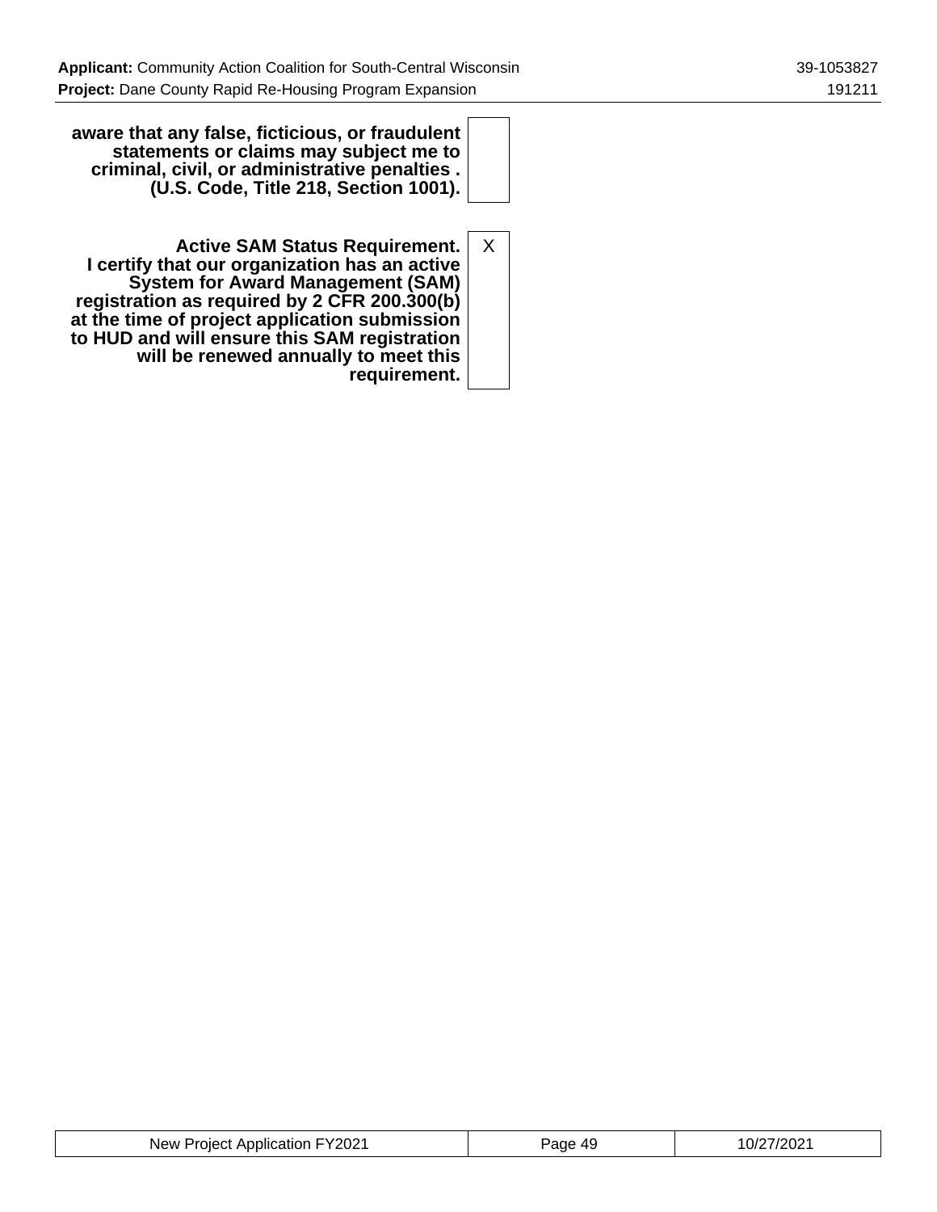| | |
|---|---|
| **aware that any false, ficticious, or fraudulent statements or claims may subject me to criminal, civil, or administrative penalties . (U.S. Code, Title 218, Section 1001).** | |
| **Active SAM Status Requirement. I certify that our organization has an active System for Award Management (SAM) registration as required by 2 CFR 200.300(b) at the time of project application submission to HUD and will ensure this SAM registration will be renewed annually to meet this requirement.** | X |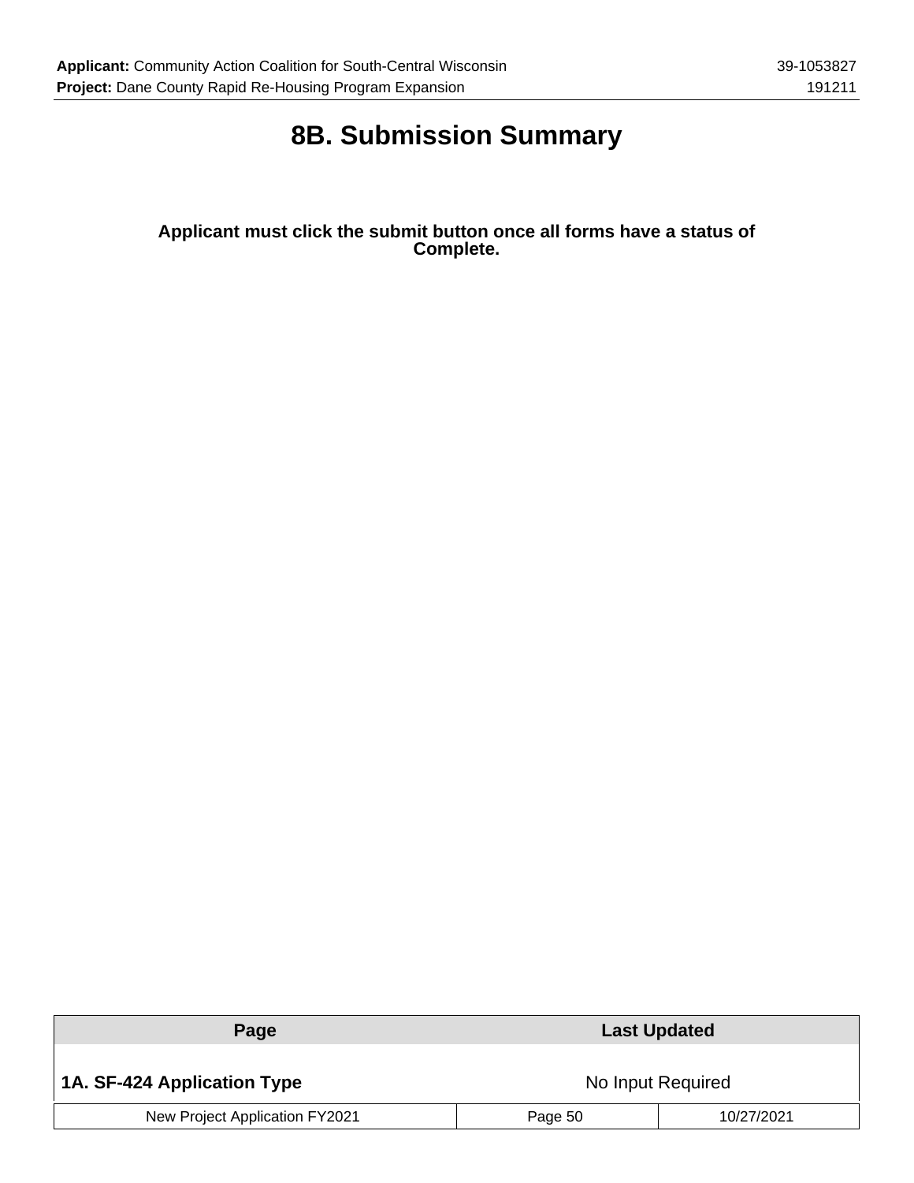# 8B. Submission Summary

**Applicant must click the submit button once all forms have a status of Complete.**

| Page | Last Updated |
|---|---|
| **1A. SF-424 Application Type** | No Input Required |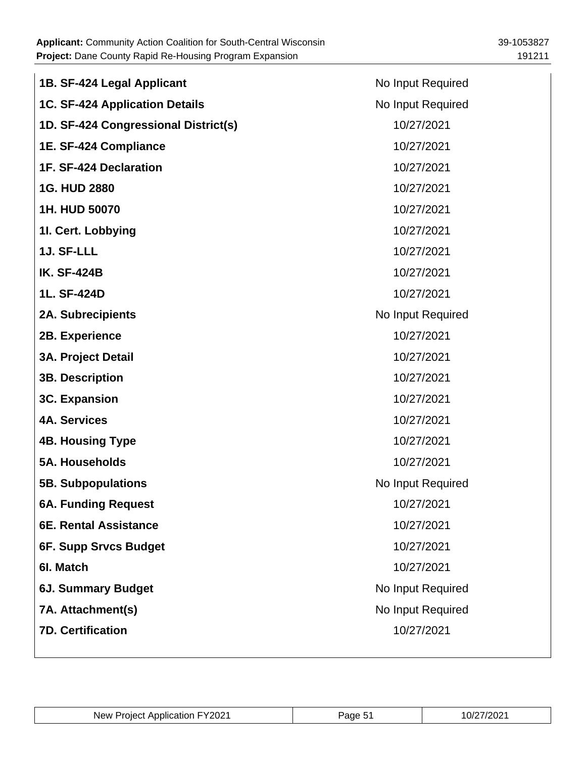| | |
|---|---|
| **1B. SF-424 Legal Applicant** | No Input Required |
| **1C. SF-424 Application Details** | No Input Required |
| **1D. SF-424 Congressional District(s)** | 10/27/2021 |
| **1E. SF-424 Compliance** | 10/27/2021 |
| **1F. SF-424 Declaration** | 10/27/2021 |
| **1G. HUD 2880** | 10/27/2021 |
| **1H. HUD 50070** | 10/27/2021 |
| **1I. Cert. Lobbying** | 10/27/2021 |
| **1J. SF-LLL** | 10/27/2021 |
| **IK. SF-424B** | 10/27/2021 |
| **1L. SF-424D** | 10/27/2021 |
| **2A. Subrecipients** | No Input Required |
| **2B. Experience** | 10/27/2021 |
| **3A. Project Detail** | 10/27/2021 |
| **3B. Description** | 10/27/2021 |
| **3C. Expansion** | 10/27/2021 |
| **4A. Services** | 10/27/2021 |
| **4B. Housing Type** | 10/27/2021 |
| **5A. Households** | 10/27/2021 |
| **5B. Subpopulations** | No Input Required |
| **6A. Funding Request** | 10/27/2021 |
| **6E. Rental Assistance** | 10/27/2021 |
| **6F. Supp Srvcs Budget** | 10/27/2021 |
| **6I. Match** | 10/27/2021 |
| **6J. Summary Budget** | No Input Required |
| **7A. Attachment(s)** | No Input Required |
| **7D. Certification** | 10/27/2021 |